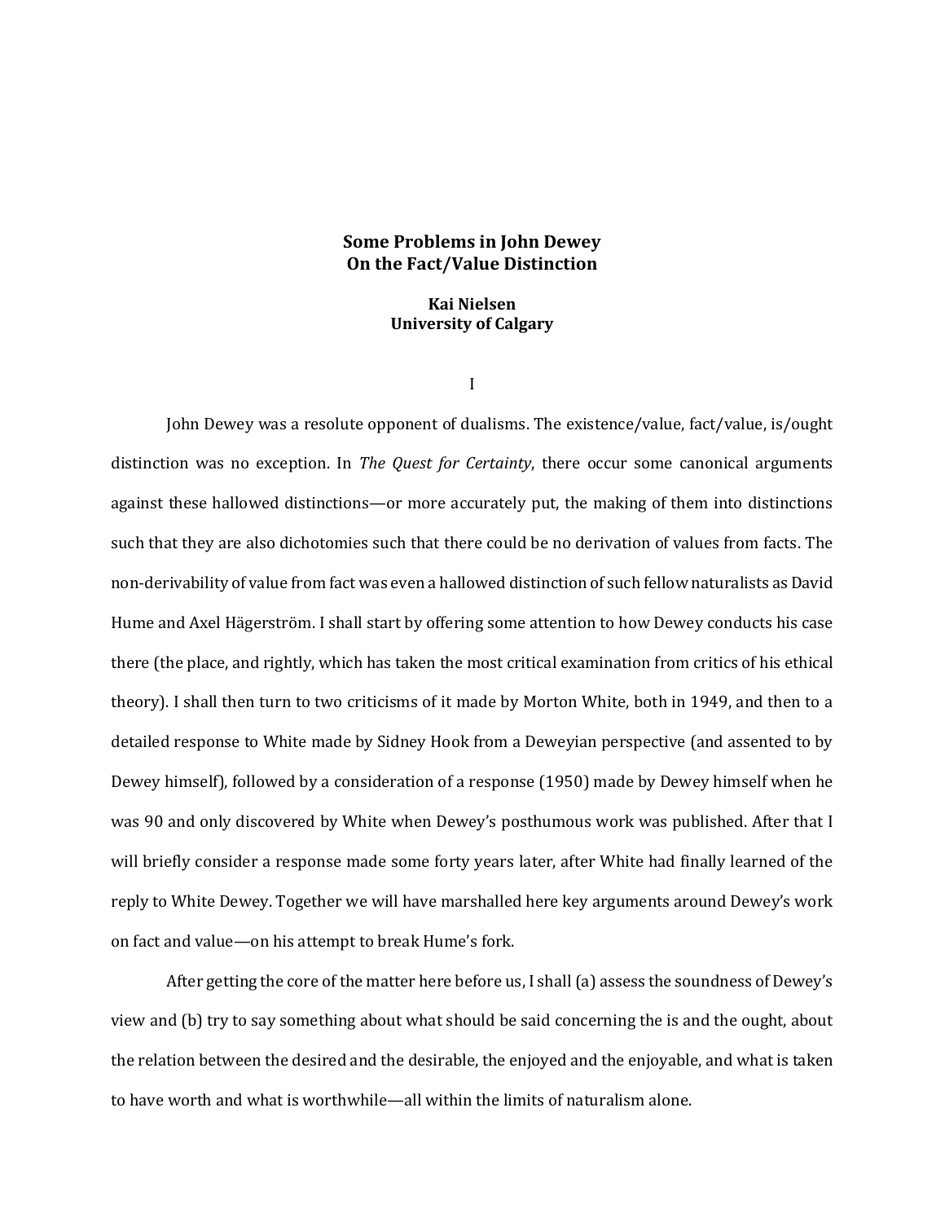# Some Problems in John Dewey On the Fact/Value Distinction

**Kai Nielsen**
**University of Calgary**

## I

John Dewey was a resolute opponent of dualisms. The existence/value, fact/value, is/ought distinction was no exception. In *The Quest for Certainty*, there occur some canonical arguments against these hallowed distinctions—or more accurately put, the making of them into distinctions such that they are also dichotomies such that there could be no derivation of values from facts. The non-derivability of value from fact was even a hallowed distinction of such fellow naturalists as David Hume and Axel Hägerström. I shall start by offering some attention to how Dewey conducts his case there (the place, and rightly, which has taken the most critical examination from critics of his ethical theory). I shall then turn to two criticisms of it made by Morton White, both in 1949, and then to a detailed response to White made by Sidney Hook from a Deweyian perspective (and assented to by Dewey himself), followed by a consideration of a response (1950) made by Dewey himself when he was 90 and only discovered by White when Dewey's posthumous work was published. After that I will briefly consider a response made some forty years later, after White had finally learned of the reply to White Dewey. Together we will have marshalled here key arguments around Dewey's work on fact and value—on his attempt to break Hume's fork.

After getting the core of the matter here before us, I shall (a) assess the soundness of Dewey's view and (b) try to say something about what should be said concerning the is and the ought, about the relation between the desired and the desirable, the enjoyed and the enjoyable, and what is taken to have worth and what is worthwhile—all within the limits of naturalism alone.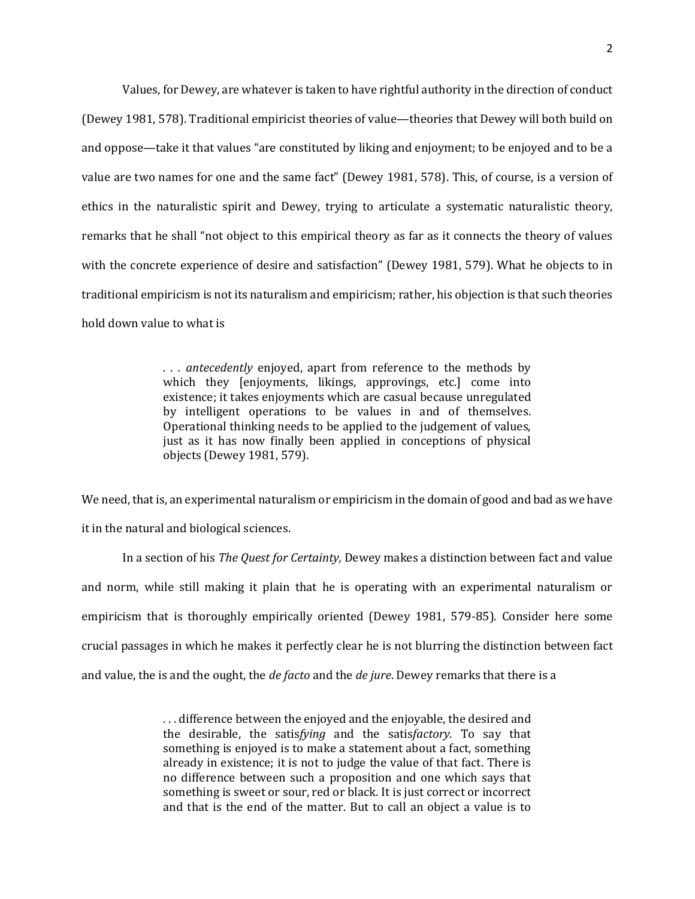Values, for Dewey, are whatever is taken to have rightful authority in the direction of conduct (Dewey 1981, 578). Traditional empiricist theories of value—theories that Dewey will both build on and oppose—take it that values "are constituted by liking and enjoyment; to be enjoyed and to be a value are two names for one and the same fact" (Dewey 1981, 578). This, of course, is a version of ethics in the naturalistic spirit and Dewey, trying to articulate a systematic naturalistic theory, remarks that he shall "not object to this empirical theory as far as it connects the theory of values with the concrete experience of desire and satisfaction" (Dewey 1981, 579). What he objects to in traditional empiricism is not its naturalism and empiricism; rather, his objection is that such theories hold down value to what is

> . . . *antecedently* enjoyed, apart from reference to the methods by which they [enjoyments, likings, approvings, etc.] come into existence; it takes enjoyments which are casual because unregulated by intelligent operations to be values in and of themselves. Operational thinking needs to be applied to the judgement of values, just as it has now finally been applied in conceptions of physical objects (Dewey 1981, 579).

We need, that is, an experimental naturalism or empiricism in the domain of good and bad as we have it in the natural and biological sciences.

In a section of his *The Quest for Certainty,* Dewey makes a distinction between fact and value and norm, while still making it plain that he is operating with an experimental naturalism or empiricism that is thoroughly empirically oriented (Dewey 1981, 579-85). Consider here some crucial passages in which he makes it perfectly clear he is not blurring the distinction between fact and value, the is and the ought, the *de facto* and the *de jure*. Dewey remarks that there is a

> . . . difference between the enjoyed and the enjoyable, the desired and the desirable, the satis*fying* and the satis*factory*. To say that something is enjoyed is to make a statement about a fact, something already in existence; it is not to judge the value of that fact. There is no difference between such a proposition and one which says that something is sweet or sour, red or black. It is just correct or incorrect and that is the end of the matter. But to call an object a value is to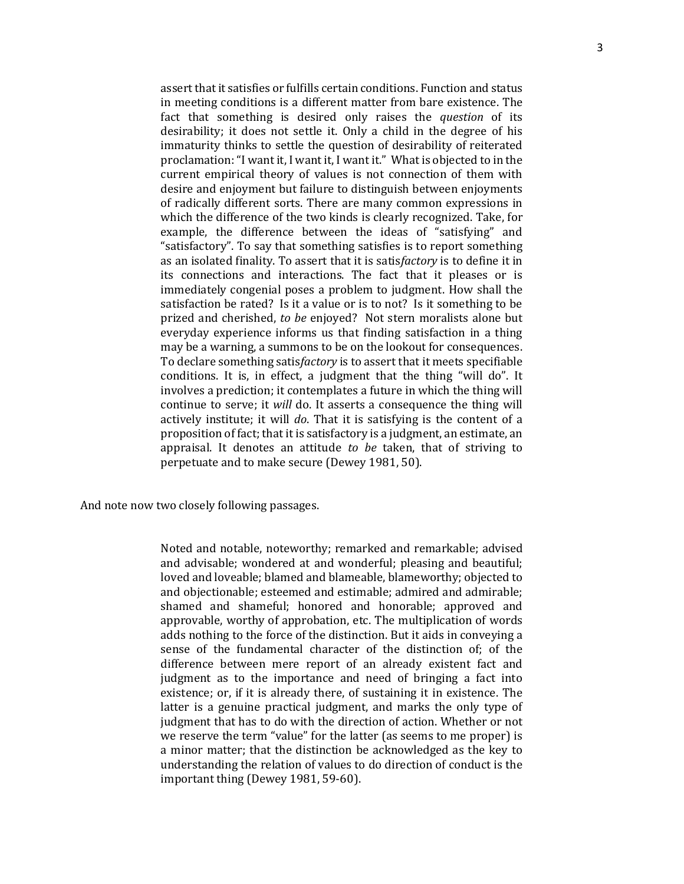> assert that it satisfies or fulfills certain conditions. Function and status in meeting conditions is a different matter from bare existence. The fact that something is desired only raises the *question* of its desirability; it does not settle it. Only a child in the degree of his immaturity thinks to settle the question of desirability of reiterated proclamation: "I want it, I want it, I want it." What is objected to in the current empirical theory of values is not connection of them with desire and enjoyment but failure to distinguish between enjoyments of radically different sorts. There are many common expressions in which the difference of the two kinds is clearly recognized. Take, for example, the difference between the ideas of "satisfying" and "satisfactory". To say that something satisfies is to report something as an isolated finality. To assert that it is satis*factory* is to define it in its connections and interactions. The fact that it pleases or is immediately congenial poses a problem to judgment. How shall the satisfaction be rated? Is it a value or is to not? Is it something to be prized and cherished, *to be* enjoyed? Not stern moralists alone but everyday experience informs us that finding satisfaction in a thing may be a warning, a summons to be on the lookout for consequences. To declare something satis*factory* is to assert that it meets specifiable conditions. It is, in effect, a judgment that the thing "will do". It involves a prediction; it contemplates a future in which the thing will continue to serve; it *will* do. It asserts a consequence the thing will actively institute; it will *do*. That it is satisfying is the content of a proposition of fact; that it is satisfactory is a judgment, an estimate, an appraisal. It denotes an attitude *to be* taken, that of striving to perpetuate and to make secure (Dewey 1981, 50).

And note now two closely following passages.

> Noted and notable, noteworthy; remarked and remarkable; advised and advisable; wondered at and wonderful; pleasing and beautiful; loved and loveable; blamed and blameable, blameworthy; objected to and objectionable; esteemed and estimable; admired and admirable; shamed and shameful; honored and honorable; approved and approvable, worthy of approbation, etc. The multiplication of words adds nothing to the force of the distinction. But it aids in conveying a sense of the fundamental character of the distinction of; of the difference between mere report of an already existent fact and judgment as to the importance and need of bringing a fact into existence; or, if it is already there, of sustaining it in existence. The latter is a genuine practical judgment, and marks the only type of judgment that has to do with the direction of action. Whether or not we reserve the term "value" for the latter (as seems to me proper) is a minor matter; that the distinction be acknowledged as the key to understanding the relation of values to do direction of conduct is the important thing (Dewey 1981, 59-60).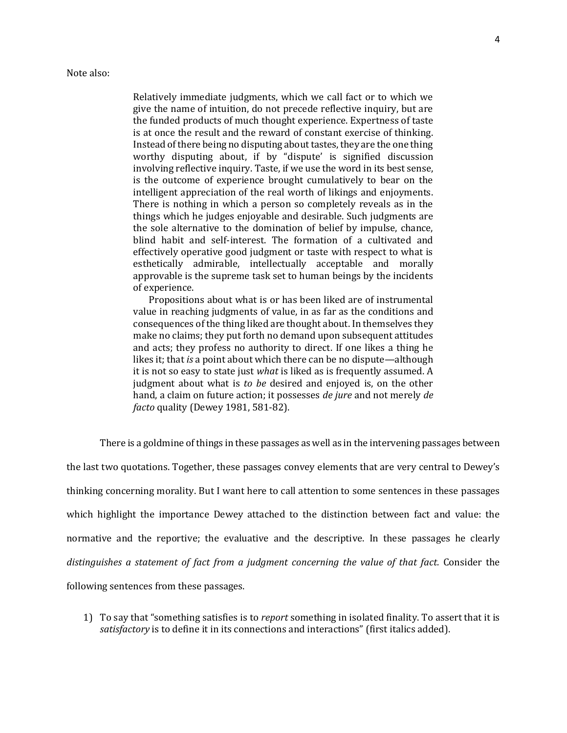Note also:

> Relatively immediate judgments, which we call fact or to which we give the name of intuition, do not precede reflective inquiry, but are the funded products of much thought experience. Expertness of taste is at once the result and the reward of constant exercise of thinking. Instead of there being no disputing about tastes, they are the one thing worthy disputing about, if by "dispute' is signified discussion involving reflective inquiry. Taste, if we use the word in its best sense, is the outcome of experience brought cumulatively to bear on the intelligent appreciation of the real worth of likings and enjoyments. There is nothing in which a person so completely reveals as in the things which he judges enjoyable and desirable. Such judgments are the sole alternative to the domination of belief by impulse, chance, blind habit and self-interest. The formation of a cultivated and effectively operative good judgment or taste with respect to what is esthetically admirable, intellectually acceptable and morally approvable is the supreme task set to human beings by the incidents of experience.
>
> Propositions about what is or has been liked are of instrumental value in reaching judgments of value, in as far as the conditions and consequences of the thing liked are thought about. In themselves they make no claims; they put forth no demand upon subsequent attitudes and acts; they profess no authority to direct. If one likes a thing he likes it; that *is* a point about which there can be no dispute—although it is not so easy to state just *what* is liked as is frequently assumed. A judgment about what is *to be* desired and enjoyed is, on the other hand, a claim on future action; it possesses *de jure* and not merely *de facto* quality (Dewey 1981, 581-82).

There is a goldmine of things in these passages as well as in the intervening passages between the last two quotations. Together, these passages convey elements that are very central to Dewey's thinking concerning morality. But I want here to call attention to some sentences in these passages which highlight the importance Dewey attached to the distinction between fact and value: the normative and the reportive; the evaluative and the descriptive. In these passages he clearly *distinguishes a statement of fact from a judgment concerning the value of that fact.* Consider the following sentences from these passages.

1) To say that "something satisfies is to *report* something in isolated finality. To assert that it is *satisfactory* is to define it in its connections and interactions" (first italics added).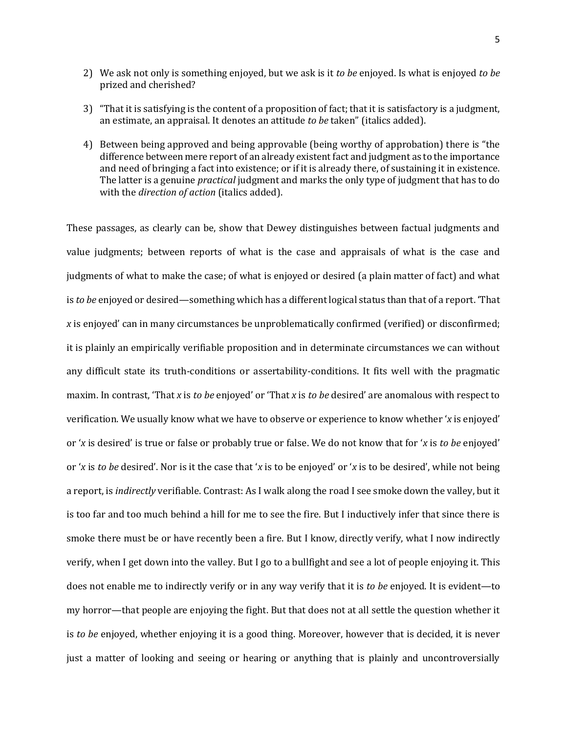2) We ask not only is something enjoyed, but we ask is it *to be* enjoyed. Is what is enjoyed *to be* prized and cherished?

3) "That it is satisfying is the content of a proposition of fact; that it is satisfactory is a judgment, an estimate, an appraisal. It denotes an attitude *to be* taken" (italics added).

4) Between being approved and being approvable (being worthy of approbation) there is "the difference between mere report of an already existent fact and judgment as to the importance and need of bringing a fact into existence; or if it is already there, of sustaining it in existence. The latter is a genuine *practical* judgment and marks the only type of judgment that has to do with the *direction of action* (italics added).

These passages, as clearly can be, show that Dewey distinguishes between factual judgments and value judgments; between reports of what is the case and appraisals of what is the case and judgments of what to make the case; of what is enjoyed or desired (a plain matter of fact) and what is *to be* enjoyed or desired—something which has a different logical status than that of a report. 'That *x* is enjoyed' can in many circumstances be unproblematically confirmed (verified) or disconfirmed; it is plainly an empirically verifiable proposition and in determinate circumstances we can without any difficult state its truth-conditions or assertability-conditions. It fits well with the pragmatic maxim. In contrast, 'That *x* is *to be* enjoyed' or 'That *x* is *to be* desired' are anomalous with respect to verification. We usually know what we have to observe or experience to know whether '*x* is enjoyed' or '*x* is desired' is true or false or probably true or false. We do not know that for '*x* is *to be* enjoyed' or '*x* is *to be* desired'. Nor is it the case that '*x* is to be enjoyed' or '*x* is to be desired', while not being a report, is *indirectly* verifiable. Contrast: As I walk along the road I see smoke down the valley, but it is too far and too much behind a hill for me to see the fire. But I inductively infer that since there is smoke there must be or have recently been a fire. But I know, directly verify, what I now indirectly verify, when I get down into the valley. But I go to a bullfight and see a lot of people enjoying it. This does not enable me to indirectly verify or in any way verify that it is *to be* enjoyed. It is evident—to my horror—that people are enjoying the fight. But that does not at all settle the question whether it is *to be* enjoyed, whether enjoying it is a good thing. Moreover, however that is decided, it is never just a matter of looking and seeing or hearing or anything that is plainly and uncontroversially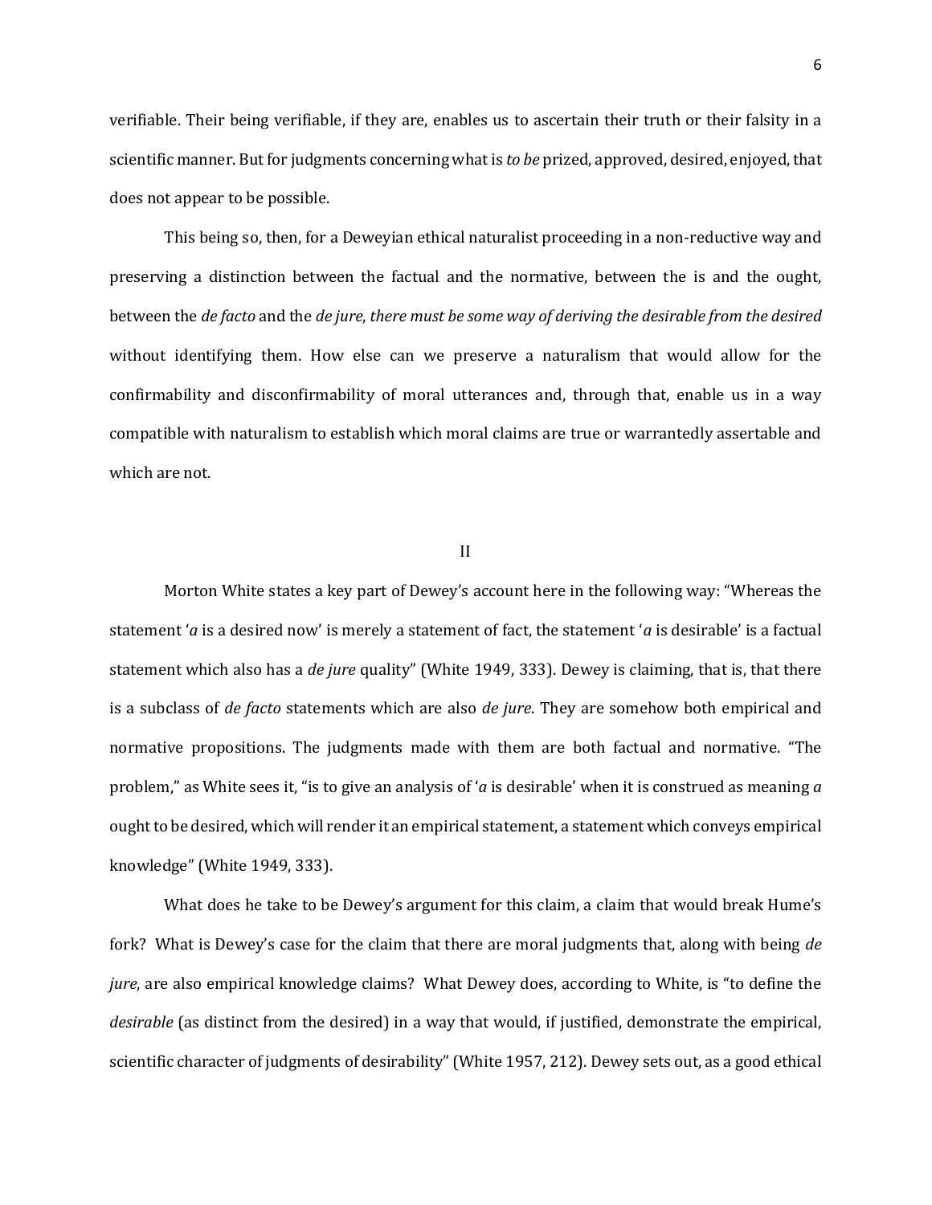verifiable. Their being verifiable, if they are, enables us to ascertain their truth or their falsity in a scientific manner. But for judgments concerning what is *to be* prized, approved, desired, enjoyed, that does not appear to be possible.

This being so, then, for a Deweyian ethical naturalist proceeding in a non-reductive way and preserving a distinction between the factual and the normative, between the is and the ought, between the *de facto* and the *de jure*, *there must be some way of deriving the desirable from the desired* without identifying them. How else can we preserve a naturalism that would allow for the confirmability and disconfirmability of moral utterances and, through that, enable us in a way compatible with naturalism to establish which moral claims are true or warrantedly assertable and which are not.

## II

Morton White states a key part of Dewey's account here in the following way: "Whereas the statement '*a* is a desired now' is merely a statement of fact, the statement '*a* is desirable' is a factual statement which also has a *de jure* quality" (White 1949, 333). Dewey is claiming, that is, that there is a subclass of *de facto* statements which are also *de jure*. They are somehow both empirical and normative propositions. The judgments made with them are both factual and normative. "The problem," as White sees it, "is to give an analysis of '*a* is desirable' when it is construed as meaning *a* ought to be desired, which will render it an empirical statement, a statement which conveys empirical knowledge" (White 1949, 333).

What does he take to be Dewey's argument for this claim, a claim that would break Hume's fork? What is Dewey's case for the claim that there are moral judgments that, along with being *de jure*, are also empirical knowledge claims? What Dewey does, according to White, is "to define the *desirable* (as distinct from the desired) in a way that would, if justified, demonstrate the empirical, scientific character of judgments of desirability" (White 1957, 212). Dewey sets out, as a good ethical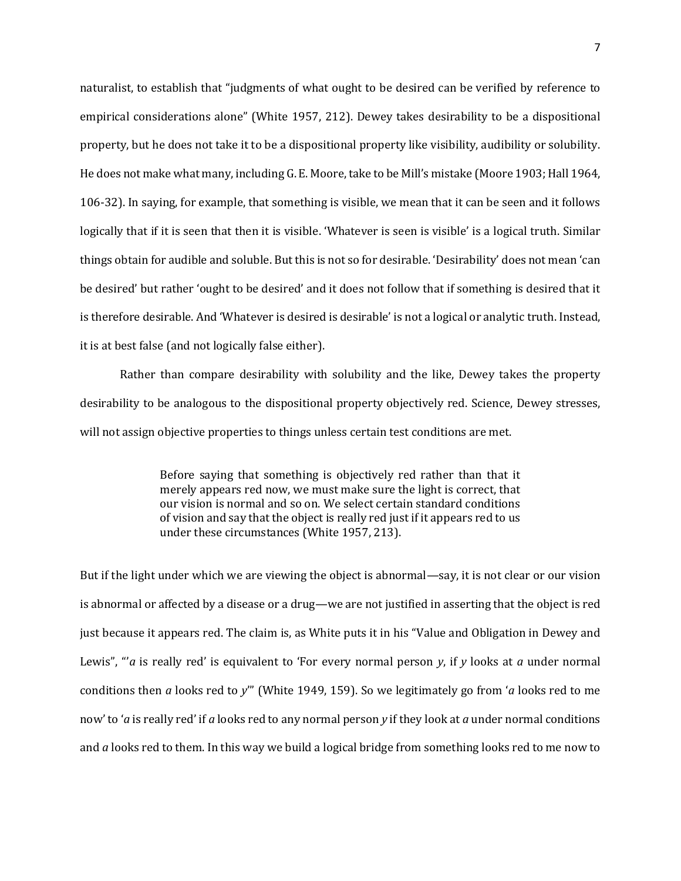naturalist, to establish that "judgments of what ought to be desired can be verified by reference to empirical considerations alone" (White 1957, 212). Dewey takes desirability to be a dispositional property, but he does not take it to be a dispositional property like visibility, audibility or solubility. He does not make what many, including G. E. Moore, take to be Mill's mistake (Moore 1903; Hall 1964, 106-32). In saying, for example, that something is visible, we mean that it can be seen and it follows logically that if it is seen that then it is visible. 'Whatever is seen is visible' is a logical truth. Similar things obtain for audible and soluble. But this is not so for desirable. 'Desirability' does not mean 'can be desired' but rather 'ought to be desired' and it does not follow that if something is desired that it is therefore desirable. And 'Whatever is desired is desirable' is not a logical or analytic truth. Instead, it is at best false (and not logically false either).

Rather than compare desirability with solubility and the like, Dewey takes the property desirability to be analogous to the dispositional property objectively red. Science, Dewey stresses, will not assign objective properties to things unless certain test conditions are met.

> Before saying that something is objectively red rather than that it merely appears red now, we must make sure the light is correct, that our vision is normal and so on. We select certain standard conditions of vision and say that the object is really red just if it appears red to us under these circumstances (White 1957, 213).

But if the light under which we are viewing the object is abnormal—say, it is not clear or our vision is abnormal or affected by a disease or a drug—we are not justified in asserting that the object is red just because it appears red. The claim is, as White puts it in his "Value and Obligation in Dewey and Lewis", "'*a* is really red' is equivalent to 'For every normal person *y*, if *y* looks at *a* under normal conditions then *a* looks red to *y*'" (White 1949, 159). So we legitimately go from '*a* looks red to me now' to '*a* is really red' if *a* looks red to any normal person *y* if they look at *a* under normal conditions and *a* looks red to them. In this way we build a logical bridge from something looks red to me now to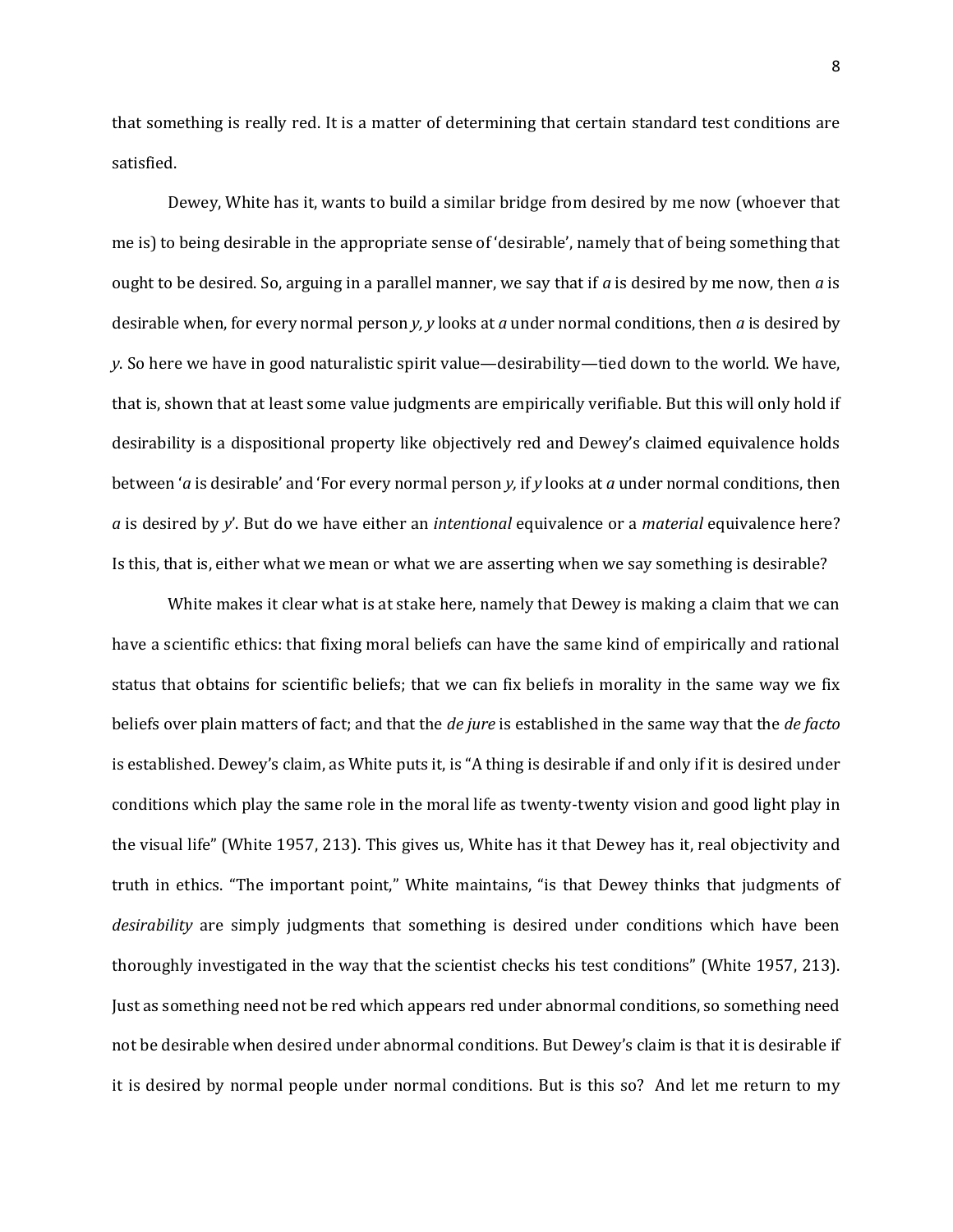that something is really red. It is a matter of determining that certain standard test conditions are satisfied.

Dewey, White has it, wants to build a similar bridge from desired by me now (whoever that me is) to being desirable in the appropriate sense of 'desirable', namely that of being something that ought to be desired. So, arguing in a parallel manner, we say that if *a* is desired by me now, then *a* is desirable when, for every normal person *y, y* looks at *a* under normal conditions, then *a* is desired by *y*. So here we have in good naturalistic spirit value—desirability—tied down to the world. We have, that is, shown that at least some value judgments are empirically verifiable. But this will only hold if desirability is a dispositional property like objectively red and Dewey's claimed equivalence holds between '*a* is desirable' and 'For every normal person *y,* if *y* looks at *a* under normal conditions, then *a* is desired by *y*'. But do we have either an *intentional* equivalence or a *material* equivalence here? Is this, that is, either what we mean or what we are asserting when we say something is desirable?

White makes it clear what is at stake here, namely that Dewey is making a claim that we can have a scientific ethics: that fixing moral beliefs can have the same kind of empirically and rational status that obtains for scientific beliefs; that we can fix beliefs in morality in the same way we fix beliefs over plain matters of fact; and that the *de jure* is established in the same way that the *de facto* is established. Dewey's claim, as White puts it, is "A thing is desirable if and only if it is desired under conditions which play the same role in the moral life as twenty-twenty vision and good light play in the visual life" (White 1957, 213). This gives us, White has it that Dewey has it, real objectivity and truth in ethics. "The important point," White maintains, "is that Dewey thinks that judgments of *desirability* are simply judgments that something is desired under conditions which have been thoroughly investigated in the way that the scientist checks his test conditions" (White 1957, 213). Just as something need not be red which appears red under abnormal conditions, so something need not be desirable when desired under abnormal conditions. But Dewey's claim is that it is desirable if it is desired by normal people under normal conditions. But is this so? And let me return to my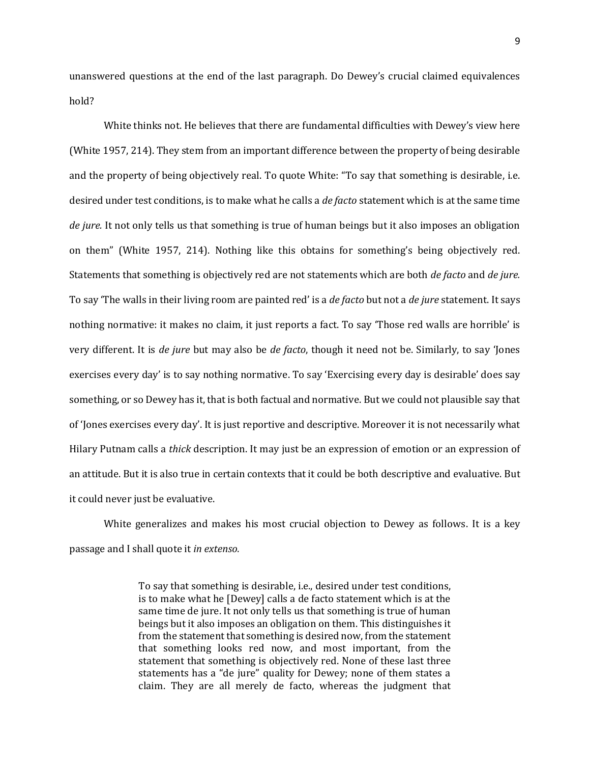unanswered questions at the end of the last paragraph. Do Dewey's crucial claimed equivalences hold?

White thinks not. He believes that there are fundamental difficulties with Dewey's view here (White 1957, 214). They stem from an important difference between the property of being desirable and the property of being objectively real. To quote White: "To say that something is desirable, i.e. desired under test conditions, is to make what he calls a *de facto* statement which is at the same time *de jure.* It not only tells us that something is true of human beings but it also imposes an obligation on them" (White 1957, 214). Nothing like this obtains for something's being objectively red. Statements that something is objectively red are not statements which are both *de facto* and *de jure.* To say 'The walls in their living room are painted red' is a *de facto* but not a *de jure* statement. It says nothing normative: it makes no claim, it just reports a fact. To say 'Those red walls are horrible' is very different. It is *de jure* but may also be *de facto*, though it need not be. Similarly, to say 'Jones exercises every day' is to say nothing normative. To say 'Exercising every day is desirable' does say something, or so Dewey has it, that is both factual and normative. But we could not plausible say that of 'Jones exercises every day'. It is just reportive and descriptive. Moreover it is not necessarily what Hilary Putnam calls a *thick* description. It may just be an expression of emotion or an expression of an attitude. But it is also true in certain contexts that it could be both descriptive and evaluative. But it could never just be evaluative.

White generalizes and makes his most crucial objection to Dewey as follows. It is a key passage and I shall quote it *in extenso.*

> To say that something is desirable, i.e., desired under test conditions, is to make what he [Dewey] calls a de facto statement which is at the same time de jure. It not only tells us that something is true of human beings but it also imposes an obligation on them. This distinguishes it from the statement that something is desired now, from the statement that something looks red now, and most important, from the statement that something is objectively red. None of these last three statements has a "de jure" quality for Dewey; none of them states a claim. They are all merely de facto, whereas the judgment that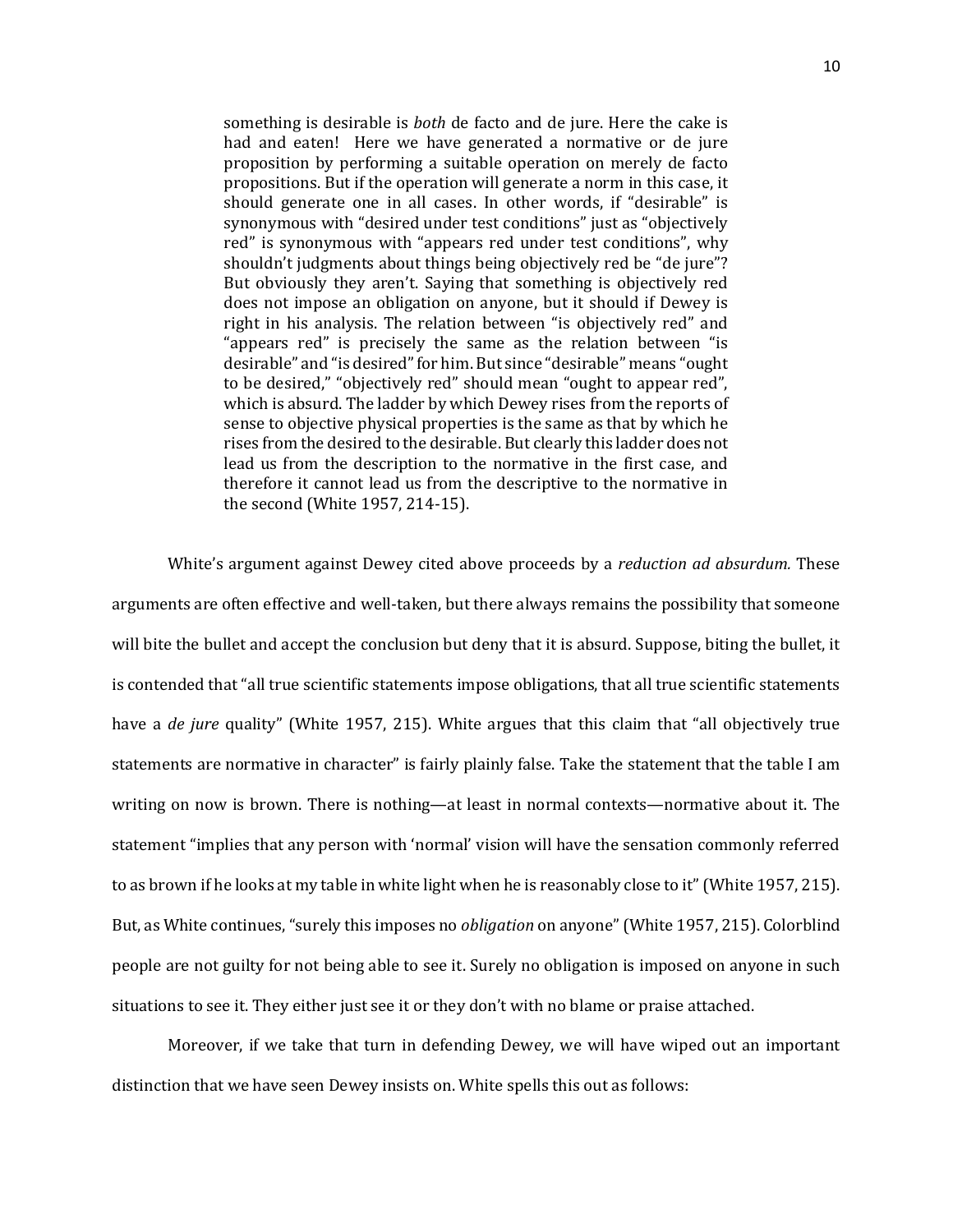> something is desirable is *both* de facto and de jure. Here the cake is had and eaten! Here we have generated a normative or de jure proposition by performing a suitable operation on merely de facto propositions. But if the operation will generate a norm in this case, it should generate one in all cases. In other words, if "desirable" is synonymous with "desired under test conditions" just as "objectively red" is synonymous with "appears red under test conditions", why shouldn't judgments about things being objectively red be "de jure"? But obviously they aren't. Saying that something is objectively red does not impose an obligation on anyone, but it should if Dewey is right in his analysis. The relation between "is objectively red" and "appears red" is precisely the same as the relation between "is desirable" and "is desired" for him. But since "desirable" means "ought to be desired," "objectively red" should mean "ought to appear red", which is absurd. The ladder by which Dewey rises from the reports of sense to objective physical properties is the same as that by which he rises from the desired to the desirable. But clearly this ladder does not lead us from the description to the normative in the first case, and therefore it cannot lead us from the descriptive to the normative in the second (White 1957, 214-15).

White's argument against Dewey cited above proceeds by a *reduction ad absurdum.* These arguments are often effective and well-taken, but there always remains the possibility that someone will bite the bullet and accept the conclusion but deny that it is absurd. Suppose, biting the bullet, it is contended that "all true scientific statements impose obligations, that all true scientific statements have a *de jure* quality" (White 1957, 215). White argues that this claim that "all objectively true statements are normative in character" is fairly plainly false. Take the statement that the table I am writing on now is brown. There is nothing—at least in normal contexts—normative about it. The statement "implies that any person with 'normal' vision will have the sensation commonly referred to as brown if he looks at my table in white light when he is reasonably close to it" (White 1957, 215). But, as White continues, "surely this imposes no *obligation* on anyone" (White 1957, 215). Colorblind people are not guilty for not being able to see it. Surely no obligation is imposed on anyone in such situations to see it. They either just see it or they don't with no blame or praise attached.

Moreover, if we take that turn in defending Dewey, we will have wiped out an important distinction that we have seen Dewey insists on. White spells this out as follows: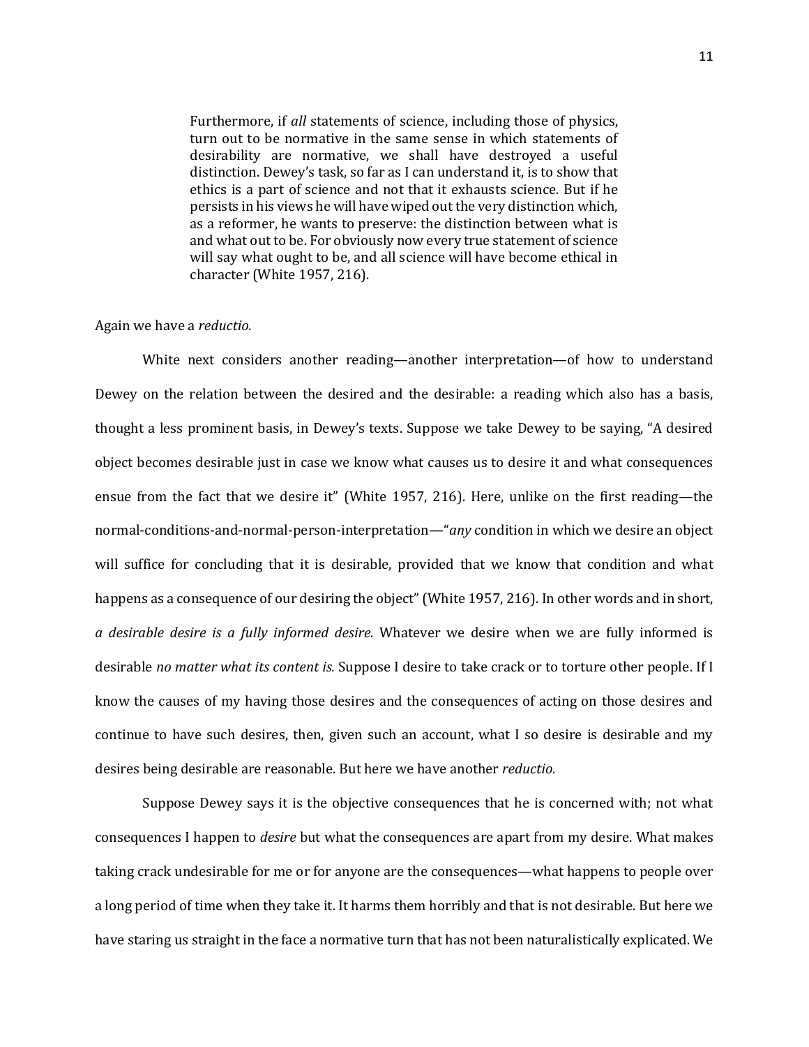> Furthermore, if *all* statements of science, including those of physics, turn out to be normative in the same sense in which statements of desirability are normative, we shall have destroyed a useful distinction. Dewey's task, so far as I can understand it, is to show that ethics is a part of science and not that it exhausts science. But if he persists in his views he will have wiped out the very distinction which, as a reformer, he wants to preserve: the distinction between what is and what out to be. For obviously now every true statement of science will say what ought to be, and all science will have become ethical in character (White 1957, 216).

Again we have a *reductio.*

White next considers another reading—another interpretation—of how to understand Dewey on the relation between the desired and the desirable: a reading which also has a basis, thought a less prominent basis, in Dewey's texts. Suppose we take Dewey to be saying, "A desired object becomes desirable just in case we know what causes us to desire it and what consequences ensue from the fact that we desire it" (White 1957, 216). Here, unlike on the first reading—the normal-conditions-and-normal-person-interpretation—"*any* condition in which we desire an object will suffice for concluding that it is desirable, provided that we know that condition and what happens as a consequence of our desiring the object" (White 1957, 216). In other words and in short, *a desirable desire is a fully informed desire.* Whatever we desire when we are fully informed is desirable *no matter what its content is.* Suppose I desire to take crack or to torture other people. If I know the causes of my having those desires and the consequences of acting on those desires and continue to have such desires, then, given such an account, what I so desire is desirable and my desires being desirable are reasonable. But here we have another *reductio.*

Suppose Dewey says it is the objective consequences that he is concerned with; not what consequences I happen to *desire* but what the consequences are apart from my desire. What makes taking crack undesirable for me or for anyone are the consequences—what happens to people over a long period of time when they take it. It harms them horribly and that is not desirable. But here we have staring us straight in the face a normative turn that has not been naturalistically explicated. We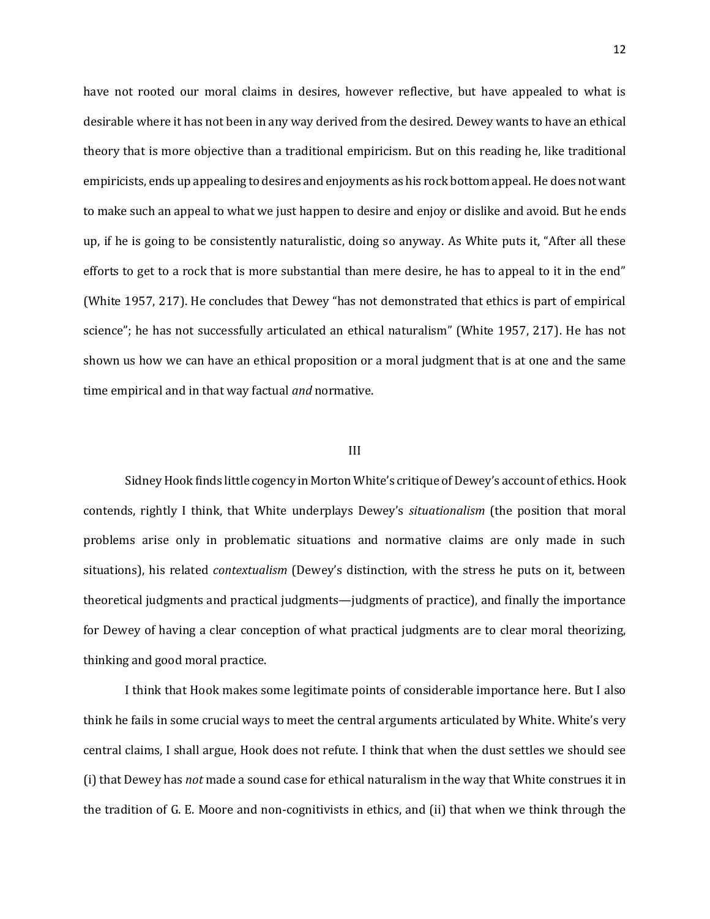have not rooted our moral claims in desires, however reflective, but have appealed to what is desirable where it has not been in any way derived from the desired. Dewey wants to have an ethical theory that is more objective than a traditional empiricism. But on this reading he, like traditional empiricists, ends up appealing to desires and enjoyments as his rock bottom appeal. He does not want to make such an appeal to what we just happen to desire and enjoy or dislike and avoid. But he ends up, if he is going to be consistently naturalistic, doing so anyway. As White puts it, "After all these efforts to get to a rock that is more substantial than mere desire, he has to appeal to it in the end" (White 1957, 217). He concludes that Dewey "has not demonstrated that ethics is part of empirical science"; he has not successfully articulated an ethical naturalism" (White 1957, 217). He has not shown us how we can have an ethical proposition or a moral judgment that is at one and the same time empirical and in that way factual *and* normative.

## III

Sidney Hook finds little cogency in Morton White's critique of Dewey's account of ethics. Hook contends, rightly I think, that White underplays Dewey's *situationalism* (the position that moral problems arise only in problematic situations and normative claims are only made in such situations), his related *contextualism* (Dewey's distinction, with the stress he puts on it, between theoretical judgments and practical judgments—judgments of practice), and finally the importance for Dewey of having a clear conception of what practical judgments are to clear moral theorizing, thinking and good moral practice.

I think that Hook makes some legitimate points of considerable importance here. But I also think he fails in some crucial ways to meet the central arguments articulated by White. White's very central claims, I shall argue, Hook does not refute. I think that when the dust settles we should see (i) that Dewey has *not* made a sound case for ethical naturalism in the way that White construes it in the tradition of G. E. Moore and non-cognitivists in ethics, and (ii) that when we think through the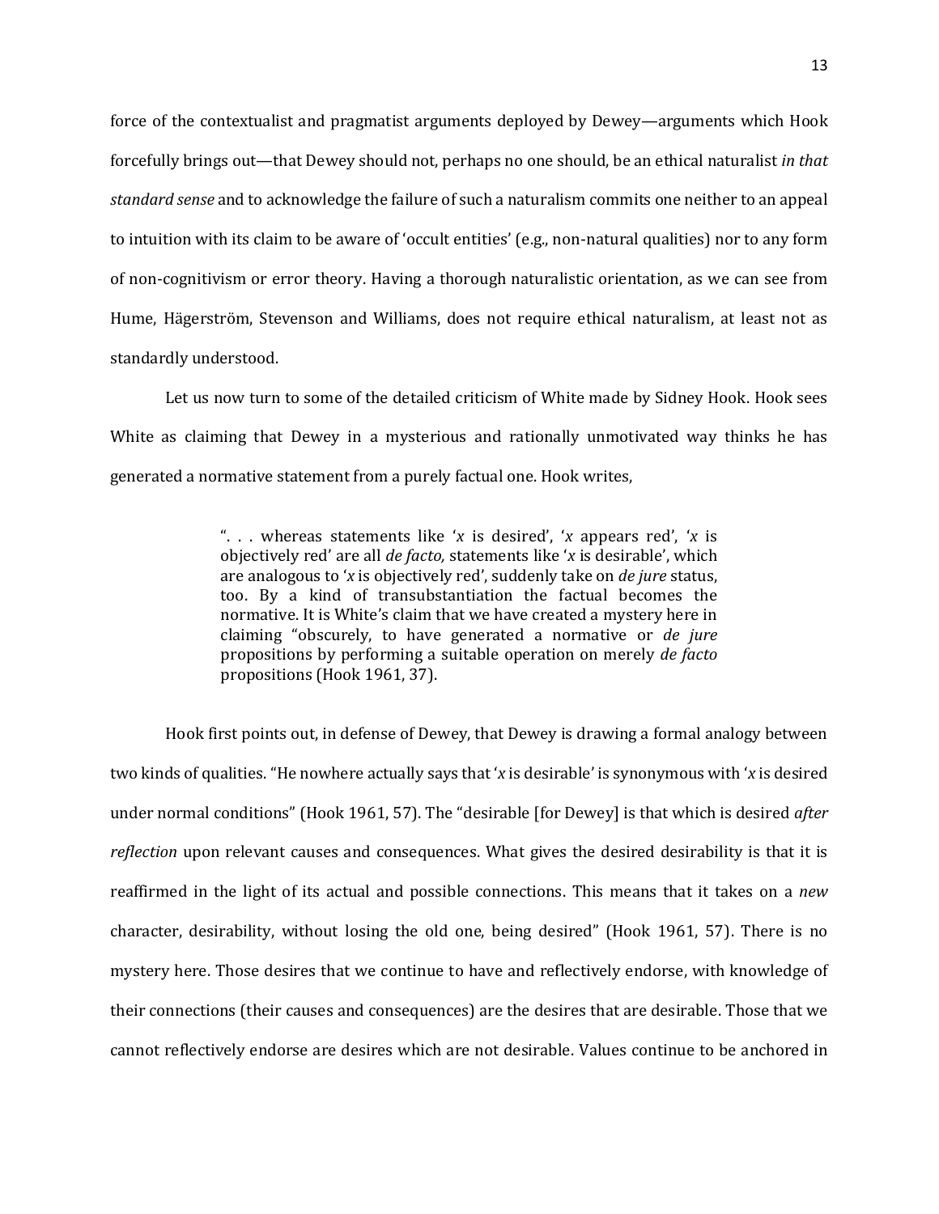force of the contextualist and pragmatist arguments deployed by Dewey—arguments which Hook forcefully brings out—that Dewey should not, perhaps no one should, be an ethical naturalist *in that standard sense* and to acknowledge the failure of such a naturalism commits one neither to an appeal to intuition with its claim to be aware of 'occult entities' (e.g., non-natural qualities) nor to any form of non-cognitivism or error theory. Having a thorough naturalistic orientation, as we can see from Hume, Hägerström, Stevenson and Williams, does not require ethical naturalism, at least not as standardly understood.

Let us now turn to some of the detailed criticism of White made by Sidney Hook. Hook sees White as claiming that Dewey in a mysterious and rationally unmotivated way thinks he has generated a normative statement from a purely factual one. Hook writes,

> ". . . whereas statements like '*x* is desired', '*x* appears red', '*x* is objectively red' are all *de facto,* statements like '*x* is desirable', which are analogous to '*x* is objectively red', suddenly take on *de jure* status, too. By a kind of transubstantiation the factual becomes the normative. It is White's claim that we have created a mystery here in claiming "obscurely, to have generated a normative or *de jure* propositions by performing a suitable operation on merely *de facto* propositions (Hook 1961, 37).

Hook first points out, in defense of Dewey, that Dewey is drawing a formal analogy between two kinds of qualities. "He nowhere actually says that '*x* is desirable' is synonymous with '*x* is desired under normal conditions" (Hook 1961, 57). The "desirable [for Dewey] is that which is desired *after reflection* upon relevant causes and consequences. What gives the desired desirability is that it is reaffirmed in the light of its actual and possible connections. This means that it takes on a *new* character, desirability, without losing the old one, being desired" (Hook 1961, 57). There is no mystery here. Those desires that we continue to have and reflectively endorse, with knowledge of their connections (their causes and consequences) are the desires that are desirable. Those that we cannot reflectively endorse are desires which are not desirable. Values continue to be anchored in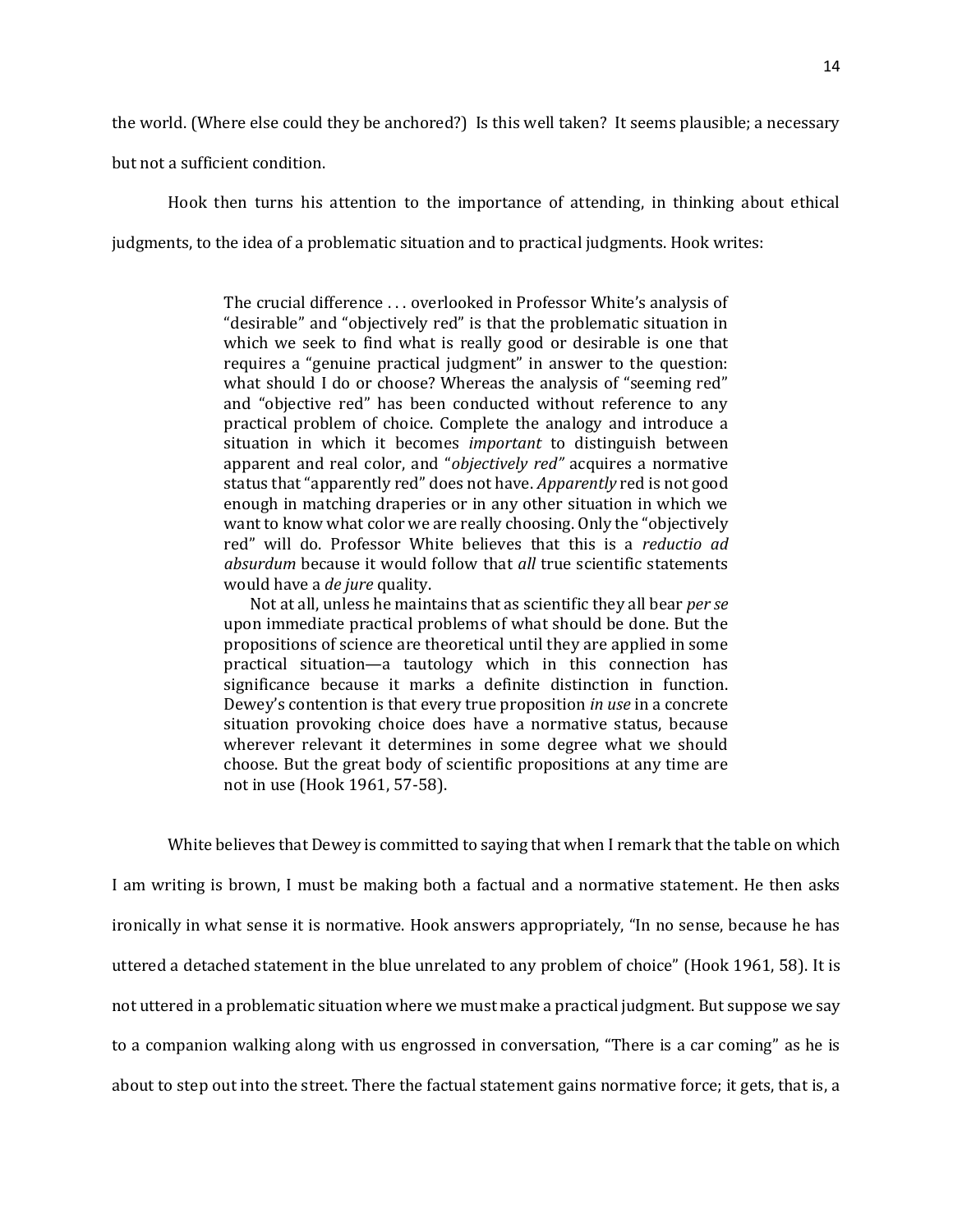the world. (Where else could they be anchored?) Is this well taken? It seems plausible; a necessary but not a sufficient condition.

Hook then turns his attention to the importance of attending, in thinking about ethical judgments, to the idea of a problematic situation and to practical judgments. Hook writes:

> The crucial difference . . . overlooked in Professor White's analysis of "desirable" and "objectively red" is that the problematic situation in which we seek to find what is really good or desirable is one that requires a "genuine practical judgment" in answer to the question: what should I do or choose? Whereas the analysis of "seeming red" and "objective red" has been conducted without reference to any practical problem of choice. Complete the analogy and introduce a situation in which it becomes *important* to distinguish between apparent and real color, and "*objectively red"* acquires a normative status that "apparently red" does not have. *Apparently* red is not good enough in matching draperies or in any other situation in which we want to know what color we are really choosing. Only the "objectively red" will do. Professor White believes that this is a *reductio ad absurdum* because it would follow that *all* true scientific statements would have a *de jure* quality.
>
> Not at all, unless he maintains that as scientific they all bear *per se* upon immediate practical problems of what should be done. But the propositions of science are theoretical until they are applied in some practical situation—a tautology which in this connection has significance because it marks a definite distinction in function. Dewey's contention is that every true proposition *in use* in a concrete situation provoking choice does have a normative status, because wherever relevant it determines in some degree what we should choose. But the great body of scientific propositions at any time are not in use (Hook 1961, 57-58).

White believes that Dewey is committed to saying that when I remark that the table on which I am writing is brown, I must be making both a factual and a normative statement. He then asks ironically in what sense it is normative. Hook answers appropriately, "In no sense, because he has uttered a detached statement in the blue unrelated to any problem of choice" (Hook 1961, 58). It is not uttered in a problematic situation where we must make a practical judgment. But suppose we say to a companion walking along with us engrossed in conversation, "There is a car coming" as he is about to step out into the street. There the factual statement gains normative force; it gets, that is, a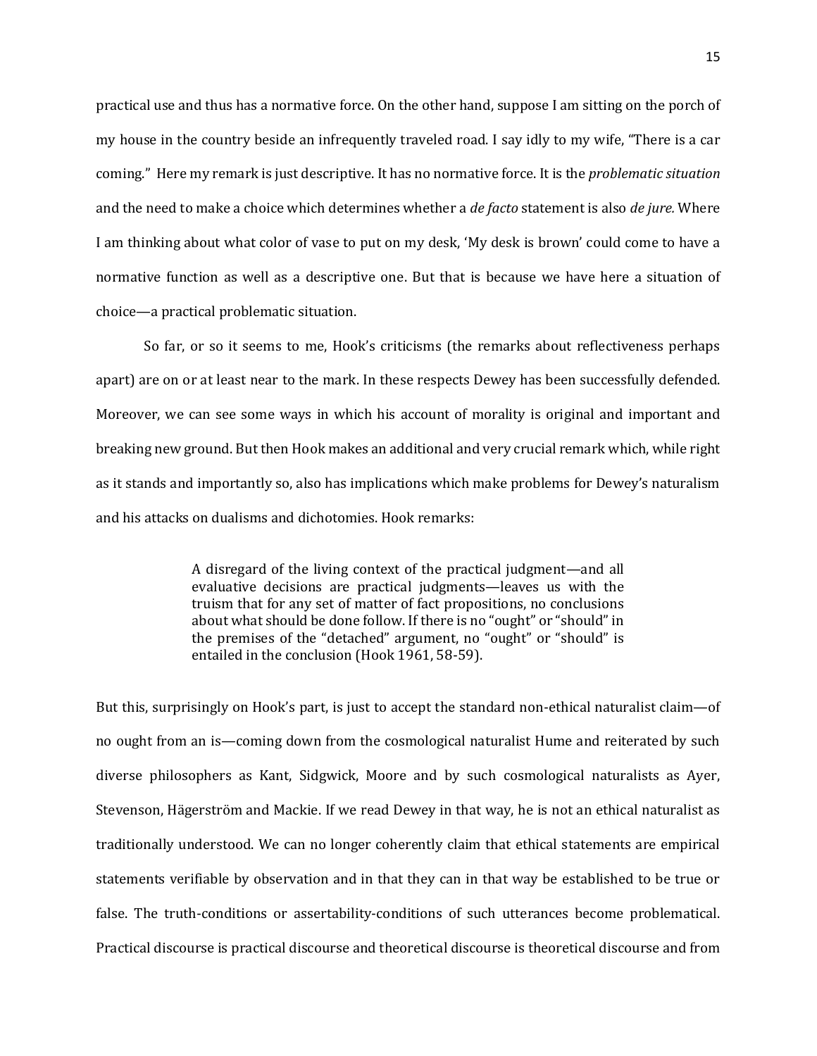practical use and thus has a normative force. On the other hand, suppose I am sitting on the porch of my house in the country beside an infrequently traveled road. I say idly to my wife, "There is a car coming." Here my remark is just descriptive. It has no normative force. It is the *problematic situation* and the need to make a choice which determines whether a *de facto* statement is also *de jure.* Where I am thinking about what color of vase to put on my desk, 'My desk is brown' could come to have a normative function as well as a descriptive one. But that is because we have here a situation of choice—a practical problematic situation.

So far, or so it seems to me, Hook's criticisms (the remarks about reflectiveness perhaps apart) are on or at least near to the mark. In these respects Dewey has been successfully defended. Moreover, we can see some ways in which his account of morality is original and important and breaking new ground. But then Hook makes an additional and very crucial remark which, while right as it stands and importantly so, also has implications which make problems for Dewey's naturalism and his attacks on dualisms and dichotomies. Hook remarks:

> A disregard of the living context of the practical judgment—and all evaluative decisions are practical judgments—leaves us with the truism that for any set of matter of fact propositions, no conclusions about what should be done follow. If there is no "ought" or "should" in the premises of the "detached" argument, no "ought" or "should" is entailed in the conclusion (Hook 1961, 58-59).

But this, surprisingly on Hook's part, is just to accept the standard non-ethical naturalist claim—of no ought from an is—coming down from the cosmological naturalist Hume and reiterated by such diverse philosophers as Kant, Sidgwick, Moore and by such cosmological naturalists as Ayer, Stevenson, Hägerström and Mackie. If we read Dewey in that way, he is not an ethical naturalist as traditionally understood. We can no longer coherently claim that ethical statements are empirical statements verifiable by observation and in that they can in that way be established to be true or false. The truth-conditions or assertability-conditions of such utterances become problematical. Practical discourse is practical discourse and theoretical discourse is theoretical discourse and from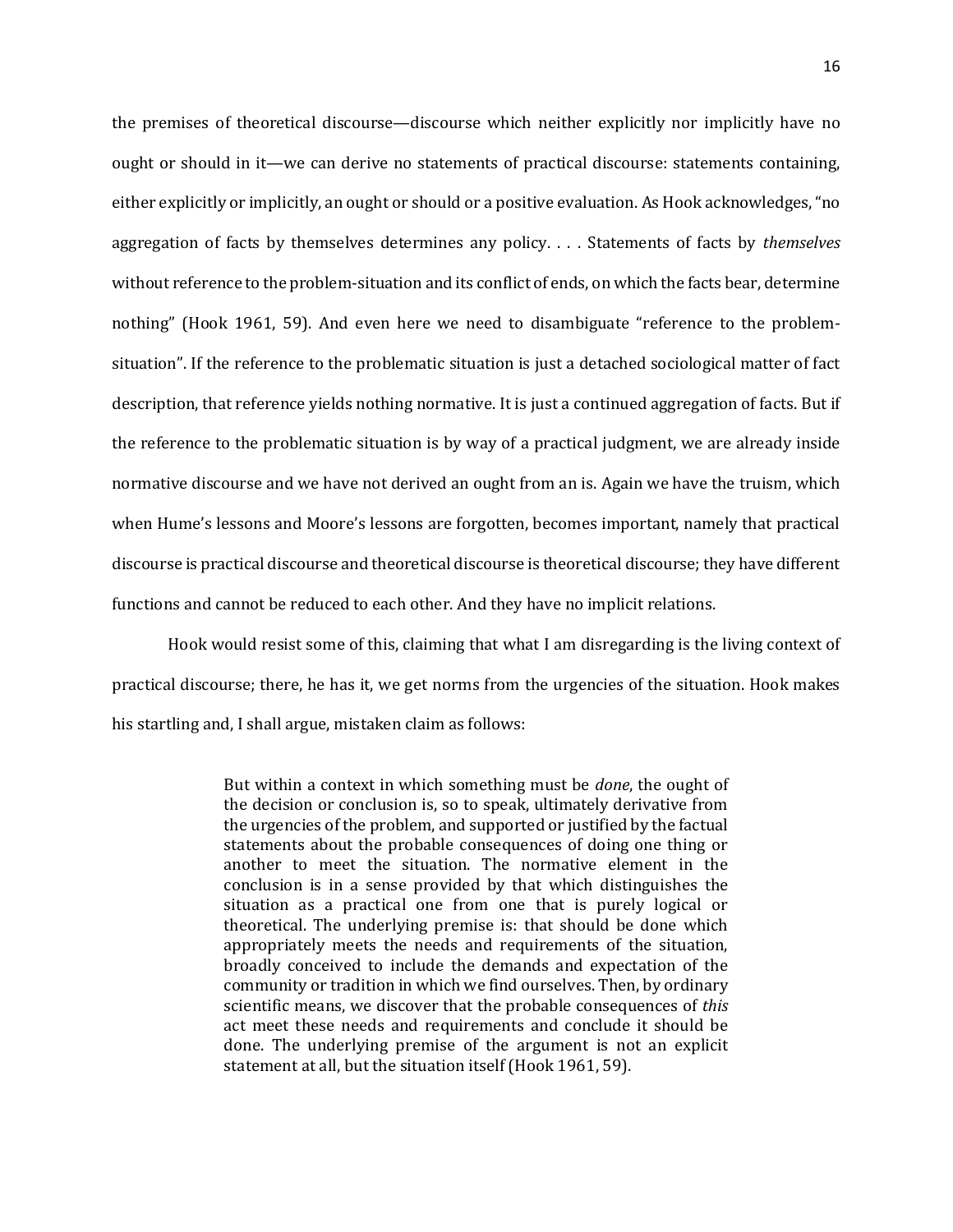the premises of theoretical discourse—discourse which neither explicitly nor implicitly have no ought or should in it—we can derive no statements of practical discourse: statements containing, either explicitly or implicitly, an ought or should or a positive evaluation. As Hook acknowledges, "no aggregation of facts by themselves determines any policy. . . . Statements of facts by *themselves* without reference to the problem-situation and its conflict of ends, on which the facts bear, determine nothing" (Hook 1961, 59). And even here we need to disambiguate "reference to the problem-situation". If the reference to the problematic situation is just a detached sociological matter of fact description, that reference yields nothing normative. It is just a continued aggregation of facts. But if the reference to the problematic situation is by way of a practical judgment, we are already inside normative discourse and we have not derived an ought from an is. Again we have the truism, which when Hume's lessons and Moore's lessons are forgotten, becomes important, namely that practical discourse is practical discourse and theoretical discourse is theoretical discourse; they have different functions and cannot be reduced to each other. And they have no implicit relations.

Hook would resist some of this, claiming that what I am disregarding is the living context of practical discourse; there, he has it, we get norms from the urgencies of the situation. Hook makes his startling and, I shall argue, mistaken claim as follows:

> But within a context in which something must be *done*, the ought of the decision or conclusion is, so to speak, ultimately derivative from the urgencies of the problem, and supported or justified by the factual statements about the probable consequences of doing one thing or another to meet the situation. The normative element in the conclusion is in a sense provided by that which distinguishes the situation as a practical one from one that is purely logical or theoretical. The underlying premise is: that should be done which appropriately meets the needs and requirements of the situation, broadly conceived to include the demands and expectation of the community or tradition in which we find ourselves. Then, by ordinary scientific means, we discover that the probable consequences of *this* act meet these needs and requirements and conclude it should be done. The underlying premise of the argument is not an explicit statement at all, but the situation itself (Hook 1961, 59).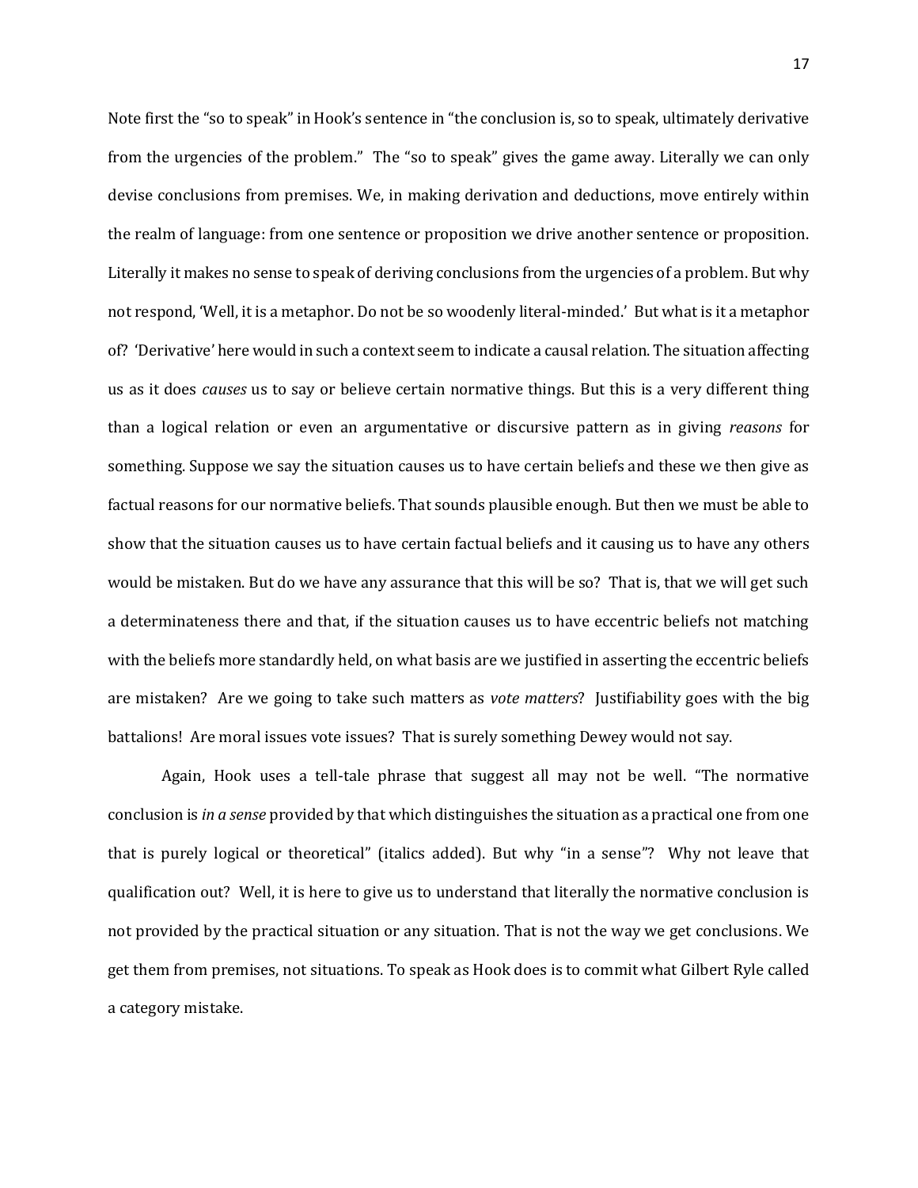Note first the "so to speak" in Hook's sentence in "the conclusion is, so to speak, ultimately derivative from the urgencies of the problem." The "so to speak" gives the game away. Literally we can only devise conclusions from premises. We, in making derivation and deductions, move entirely within the realm of language: from one sentence or proposition we drive another sentence or proposition. Literally it makes no sense to speak of deriving conclusions from the urgencies of a problem. But why not respond, 'Well, it is a metaphor. Do not be so woodenly literal-minded.' But what is it a metaphor of? 'Derivative' here would in such a context seem to indicate a causal relation. The situation affecting us as it does *causes* us to say or believe certain normative things. But this is a very different thing than a logical relation or even an argumentative or discursive pattern as in giving *reasons* for something. Suppose we say the situation causes us to have certain beliefs and these we then give as factual reasons for our normative beliefs. That sounds plausible enough. But then we must be able to show that the situation causes us to have certain factual beliefs and it causing us to have any others would be mistaken. But do we have any assurance that this will be so? That is, that we will get such a determinateness there and that, if the situation causes us to have eccentric beliefs not matching with the beliefs more standardly held, on what basis are we justified in asserting the eccentric beliefs are mistaken? Are we going to take such matters as *vote matters*? Justifiability goes with the big battalions! Are moral issues vote issues? That is surely something Dewey would not say.

Again, Hook uses a tell-tale phrase that suggest all may not be well. "The normative conclusion is *in a sense* provided by that which distinguishes the situation as a practical one from one that is purely logical or theoretical" (italics added). But why "in a sense"? Why not leave that qualification out? Well, it is here to give us to understand that literally the normative conclusion is not provided by the practical situation or any situation. That is not the way we get conclusions. We get them from premises, not situations. To speak as Hook does is to commit what Gilbert Ryle called a category mistake.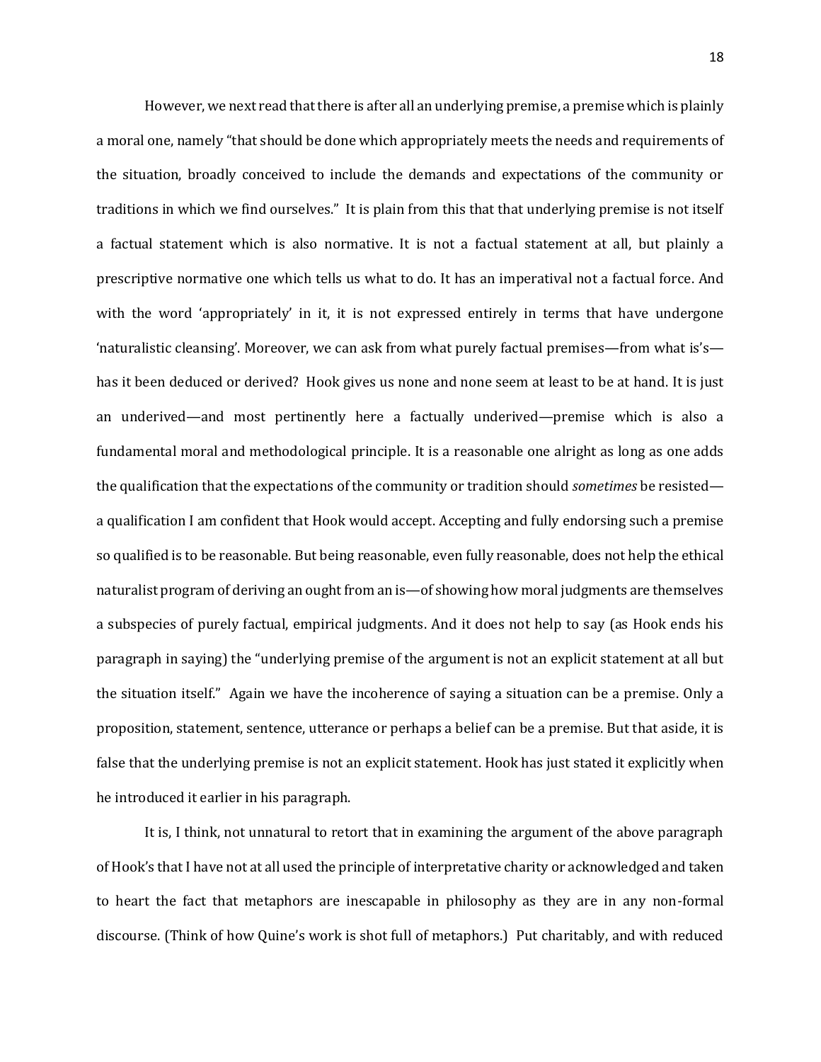However, we next read that there is after all an underlying premise, a premise which is plainly a moral one, namely "that should be done which appropriately meets the needs and requirements of the situation, broadly conceived to include the demands and expectations of the community or traditions in which we find ourselves." It is plain from this that that underlying premise is not itself a factual statement which is also normative. It is not a factual statement at all, but plainly a prescriptive normative one which tells us what to do. It has an imperatival not a factual force. And with the word 'appropriately' in it, it is not expressed entirely in terms that have undergone 'naturalistic cleansing'. Moreover, we can ask from what purely factual premises—from what is's—has it been deduced or derived? Hook gives us none and none seem at least to be at hand. It is just an underived—and most pertinently here a factually underived—premise which is also a fundamental moral and methodological principle. It is a reasonable one alright as long as one adds the qualification that the expectations of the community or tradition should *sometimes* be resisted—a qualification I am confident that Hook would accept. Accepting and fully endorsing such a premise so qualified is to be reasonable. But being reasonable, even fully reasonable, does not help the ethical naturalist program of deriving an ought from an is—of showing how moral judgments are themselves a subspecies of purely factual, empirical judgments. And it does not help to say (as Hook ends his paragraph in saying) the "underlying premise of the argument is not an explicit statement at all but the situation itself." Again we have the incoherence of saying a situation can be a premise. Only a proposition, statement, sentence, utterance or perhaps a belief can be a premise. But that aside, it is false that the underlying premise is not an explicit statement. Hook has just stated it explicitly when he introduced it earlier in his paragraph.

It is, I think, not unnatural to retort that in examining the argument of the above paragraph of Hook's that I have not at all used the principle of interpretative charity or acknowledged and taken to heart the fact that metaphors are inescapable in philosophy as they are in any non-formal discourse. (Think of how Quine's work is shot full of metaphors.) Put charitably, and with reduced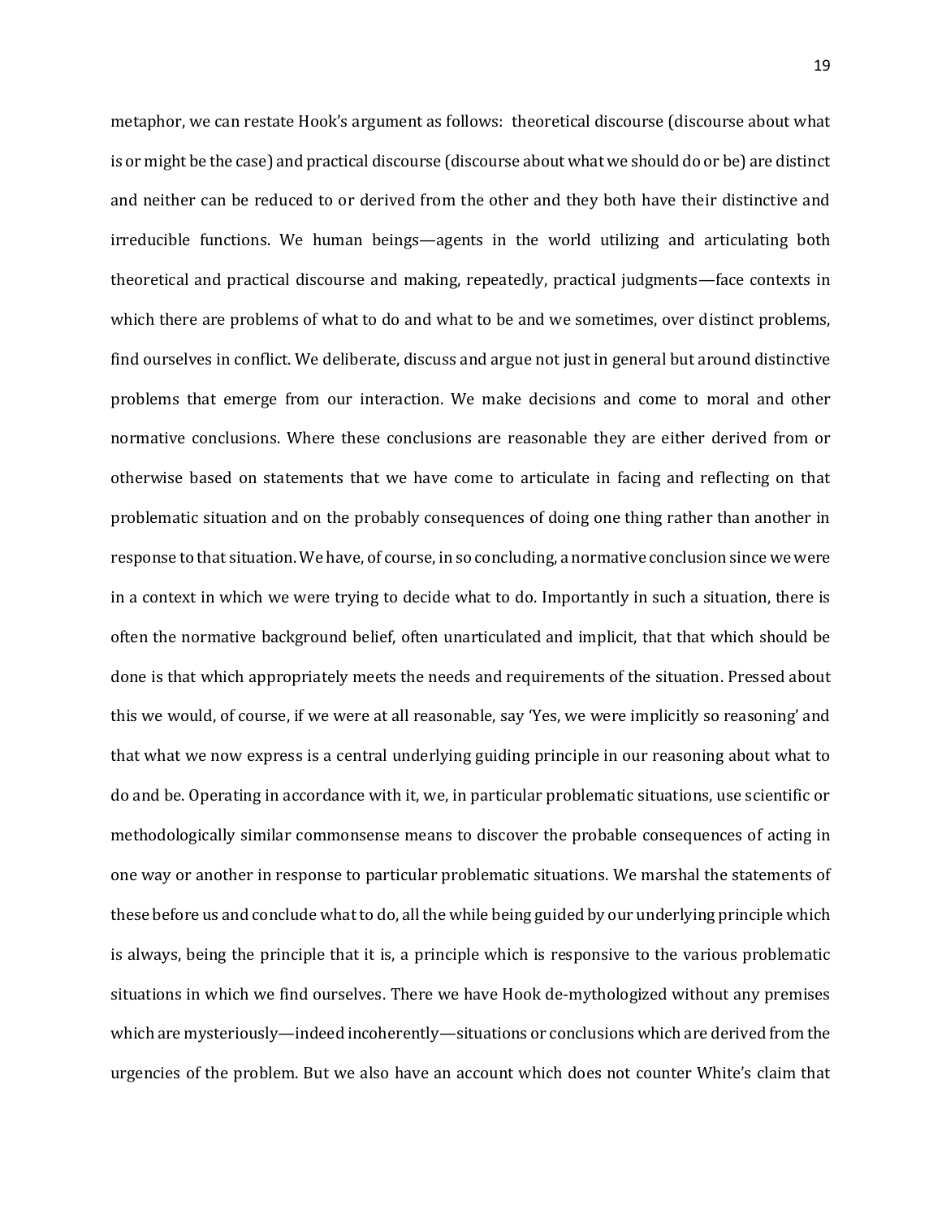metaphor, we can restate Hook's argument as follows: theoretical discourse (discourse about what is or might be the case) and practical discourse (discourse about what we should do or be) are distinct and neither can be reduced to or derived from the other and they both have their distinctive and irreducible functions. We human beings—agents in the world utilizing and articulating both theoretical and practical discourse and making, repeatedly, practical judgments—face contexts in which there are problems of what to do and what to be and we sometimes, over distinct problems, find ourselves in conflict. We deliberate, discuss and argue not just in general but around distinctive problems that emerge from our interaction. We make decisions and come to moral and other normative conclusions. Where these conclusions are reasonable they are either derived from or otherwise based on statements that we have come to articulate in facing and reflecting on that problematic situation and on the probably consequences of doing one thing rather than another in response to that situation. We have, of course, in so concluding, a normative conclusion since we were in a context in which we were trying to decide what to do. Importantly in such a situation, there is often the normative background belief, often unarticulated and implicit, that that which should be done is that which appropriately meets the needs and requirements of the situation. Pressed about this we would, of course, if we were at all reasonable, say 'Yes, we were implicitly so reasoning' and that what we now express is a central underlying guiding principle in our reasoning about what to do and be. Operating in accordance with it, we, in particular problematic situations, use scientific or methodologically similar commonsense means to discover the probable consequences of acting in one way or another in response to particular problematic situations. We marshal the statements of these before us and conclude what to do, all the while being guided by our underlying principle which is always, being the principle that it is, a principle which is responsive to the various problematic situations in which we find ourselves. There we have Hook de-mythologized without any premises which are mysteriously—indeed incoherently—situations or conclusions which are derived from the urgencies of the problem. But we also have an account which does not counter White's claim that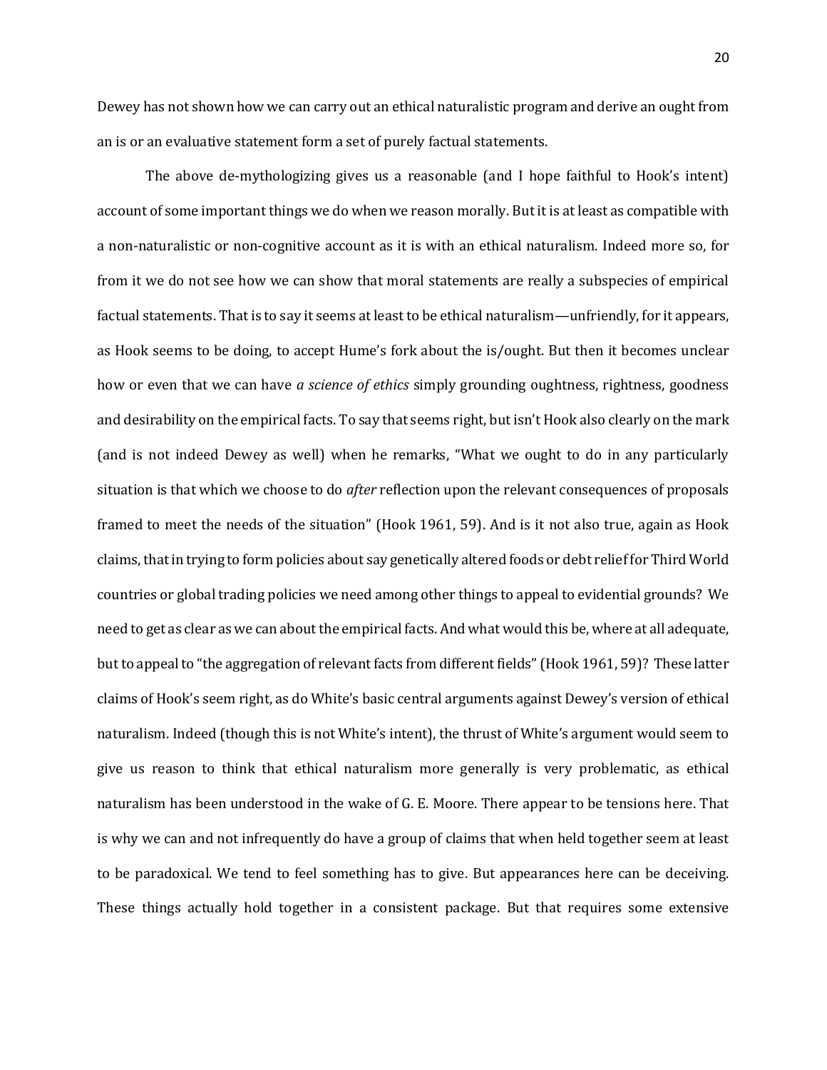Dewey has not shown how we can carry out an ethical naturalistic program and derive an ought from an is or an evaluative statement form a set of purely factual statements.

The above de-mythologizing gives us a reasonable (and I hope faithful to Hook's intent) account of some important things we do when we reason morally. But it is at least as compatible with a non-naturalistic or non-cognitive account as it is with an ethical naturalism. Indeed more so, for from it we do not see how we can show that moral statements are really a subspecies of empirical factual statements. That is to say it seems at least to be ethical naturalism—unfriendly, for it appears, as Hook seems to be doing, to accept Hume's fork about the is/ought. But then it becomes unclear how or even that we can have *a science of ethics* simply grounding oughtness, rightness, goodness and desirability on the empirical facts. To say that seems right, but isn't Hook also clearly on the mark (and is not indeed Dewey as well) when he remarks, "What we ought to do in any particularly situation is that which we choose to do *after* reflection upon the relevant consequences of proposals framed to meet the needs of the situation" (Hook 1961, 59). And is it not also true, again as Hook claims, that in trying to form policies about say genetically altered foods or debt relief for Third World countries or global trading policies we need among other things to appeal to evidential grounds? We need to get as clear as we can about the empirical facts. And what would this be, where at all adequate, but to appeal to "the aggregation of relevant facts from different fields" (Hook 1961, 59)? These latter claims of Hook's seem right, as do White's basic central arguments against Dewey's version of ethical naturalism. Indeed (though this is not White's intent), the thrust of White's argument would seem to give us reason to think that ethical naturalism more generally is very problematic, as ethical naturalism has been understood in the wake of G. E. Moore. There appear to be tensions here. That is why we can and not infrequently do have a group of claims that when held together seem at least to be paradoxical. We tend to feel something has to give. But appearances here can be deceiving. These things actually hold together in a consistent package. But that requires some extensive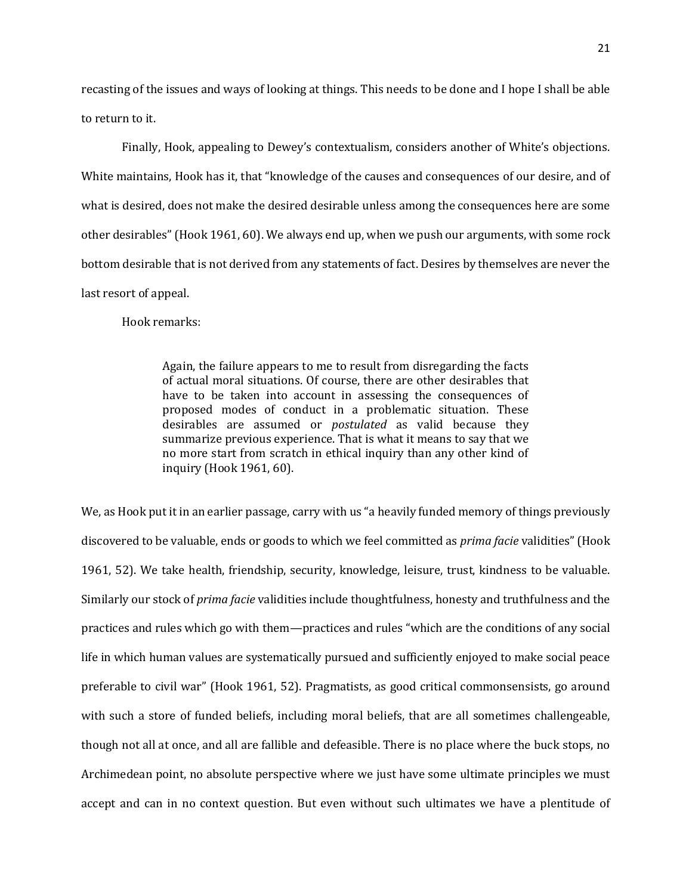recasting of the issues and ways of looking at things. This needs to be done and I hope I shall be able to return to it.

Finally, Hook, appealing to Dewey's contextualism, considers another of White's objections. White maintains, Hook has it, that "knowledge of the causes and consequences of our desire, and of what is desired, does not make the desired desirable unless among the consequences here are some other desirables" (Hook 1961, 60). We always end up, when we push our arguments, with some rock bottom desirable that is not derived from any statements of fact. Desires by themselves are never the last resort of appeal.

Hook remarks:

> Again, the failure appears to me to result from disregarding the facts of actual moral situations. Of course, there are other desirables that have to be taken into account in assessing the consequences of proposed modes of conduct in a problematic situation. These desirables are assumed or *postulated* as valid because they summarize previous experience. That is what it means to say that we no more start from scratch in ethical inquiry than any other kind of inquiry (Hook 1961, 60).

We, as Hook put it in an earlier passage, carry with us "a heavily funded memory of things previously discovered to be valuable, ends or goods to which we feel committed as *prima facie* validities" (Hook 1961, 52). We take health, friendship, security, knowledge, leisure, trust, kindness to be valuable. Similarly our stock of *prima facie* validities include thoughtfulness, honesty and truthfulness and the practices and rules which go with them—practices and rules "which are the conditions of any social life in which human values are systematically pursued and sufficiently enjoyed to make social peace preferable to civil war" (Hook 1961, 52). Pragmatists, as good critical commonsensists, go around with such a store of funded beliefs, including moral beliefs, that are all sometimes challengeable, though not all at once, and all are fallible and defeasible. There is no place where the buck stops, no Archimedean point, no absolute perspective where we just have some ultimate principles we must accept and can in no context question. But even without such ultimates we have a plentitude of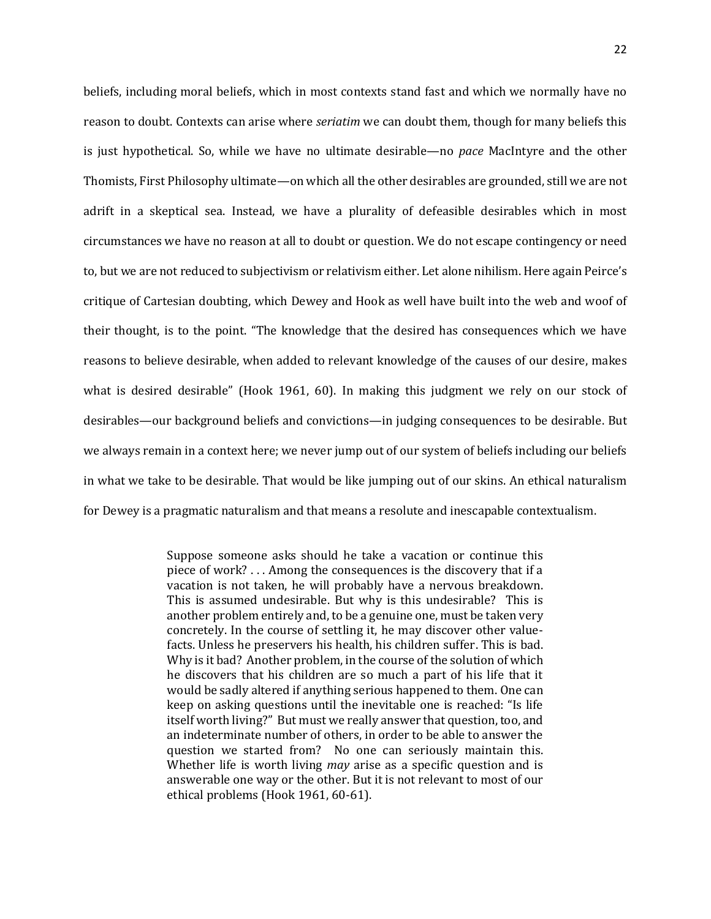beliefs, including moral beliefs, which in most contexts stand fast and which we normally have no reason to doubt. Contexts can arise where *seriatim* we can doubt them, though for many beliefs this is just hypothetical. So, while we have no ultimate desirable—no *pace* MacIntyre and the other Thomists, First Philosophy ultimate—on which all the other desirables are grounded, still we are not adrift in a skeptical sea. Instead, we have a plurality of defeasible desirables which in most circumstances we have no reason at all to doubt or question. We do not escape contingency or need to, but we are not reduced to subjectivism or relativism either. Let alone nihilism. Here again Peirce's critique of Cartesian doubting, which Dewey and Hook as well have built into the web and woof of their thought, is to the point. "The knowledge that the desired has consequences which we have reasons to believe desirable, when added to relevant knowledge of the causes of our desire, makes what is desired desirable" (Hook 1961, 60). In making this judgment we rely on our stock of desirables—our background beliefs and convictions—in judging consequences to be desirable. But we always remain in a context here; we never jump out of our system of beliefs including our beliefs in what we take to be desirable. That would be like jumping out of our skins. An ethical naturalism for Dewey is a pragmatic naturalism and that means a resolute and inescapable contextualism.

> Suppose someone asks should he take a vacation or continue this piece of work? . . . Among the consequences is the discovery that if a vacation is not taken, he will probably have a nervous breakdown. This is assumed undesirable. But why is this undesirable? This is another problem entirely and, to be a genuine one, must be taken very concretely. In the course of settling it, he may discover other value-facts. Unless he preservers his health, his children suffer. This is bad. Why is it bad? Another problem, in the course of the solution of which he discovers that his children are so much a part of his life that it would be sadly altered if anything serious happened to them. One can keep on asking questions until the inevitable one is reached: "Is life itself worth living?" But must we really answer that question, too, and an indeterminate number of others, in order to be able to answer the question we started from? No one can seriously maintain this. Whether life is worth living *may* arise as a specific question and is answerable one way or the other. But it is not relevant to most of our ethical problems (Hook 1961, 60-61).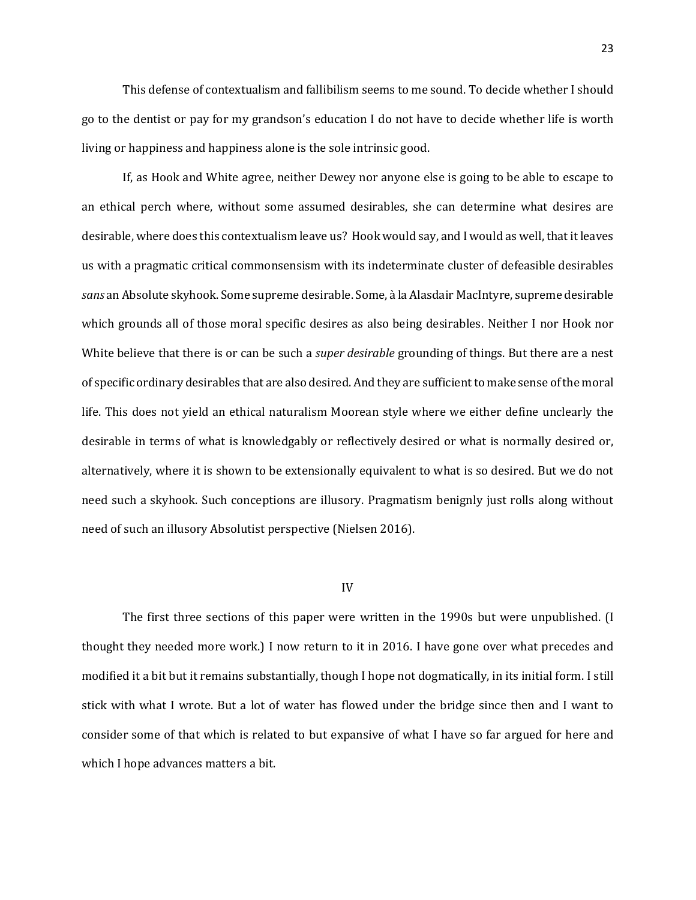This defense of contextualism and fallibilism seems to me sound. To decide whether I should go to the dentist or pay for my grandson's education I do not have to decide whether life is worth living or happiness and happiness alone is the sole intrinsic good.

If, as Hook and White agree, neither Dewey nor anyone else is going to be able to escape to an ethical perch where, without some assumed desirables, she can determine what desires are desirable, where does this contextualism leave us? Hook would say, and I would as well, that it leaves us with a pragmatic critical commonsensism with its indeterminate cluster of defeasible desirables *sans* an Absolute skyhook. Some supreme desirable. Some, à la Alasdair MacIntyre, supreme desirable which grounds all of those moral specific desires as also being desirables. Neither I nor Hook nor White believe that there is or can be such a *super desirable* grounding of things. But there are a nest of specific ordinary desirables that are also desired. And they are sufficient to make sense of the moral life. This does not yield an ethical naturalism Moorean style where we either define unclearly the desirable in terms of what is knowledgably or reflectively desired or what is normally desired or, alternatively, where it is shown to be extensionally equivalent to what is so desired. But we do not need such a skyhook. Such conceptions are illusory. Pragmatism benignly just rolls along without need of such an illusory Absolutist perspective (Nielsen 2016).

## IV

The first three sections of this paper were written in the 1990s but were unpublished. (I thought they needed more work.) I now return to it in 2016. I have gone over what precedes and modified it a bit but it remains substantially, though I hope not dogmatically, in its initial form. I still stick with what I wrote. But a lot of water has flowed under the bridge since then and I want to consider some of that which is related to but expansive of what I have so far argued for here and which I hope advances matters a bit.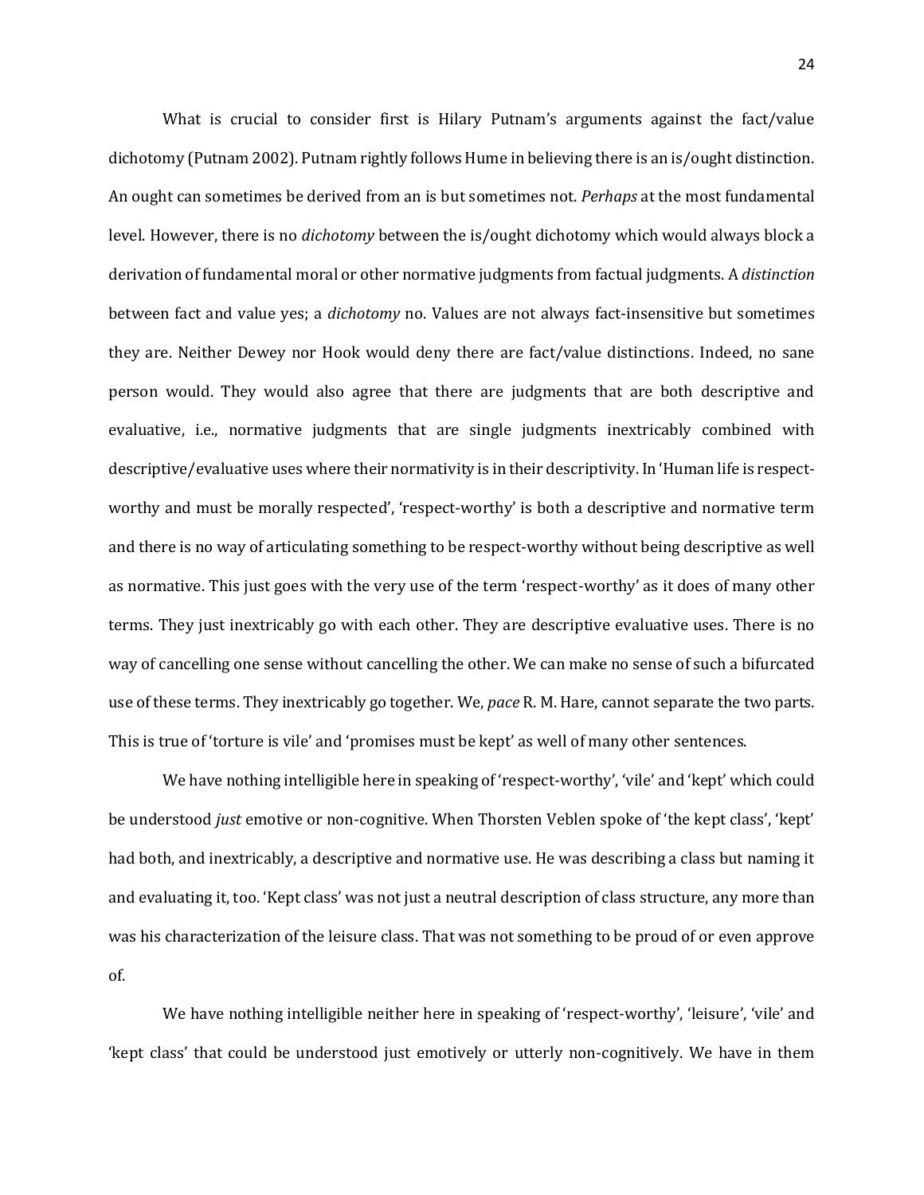What is crucial to consider first is Hilary Putnam's arguments against the fact/value dichotomy (Putnam 2002). Putnam rightly follows Hume in believing there is an is/ought distinction. An ought can sometimes be derived from an is but sometimes not. *Perhaps* at the most fundamental level. However, there is no *dichotomy* between the is/ought dichotomy which would always block a derivation of fundamental moral or other normative judgments from factual judgments. A *distinction* between fact and value yes; a *dichotomy* no. Values are not always fact-insensitive but sometimes they are. Neither Dewey nor Hook would deny there are fact/value distinctions. Indeed, no sane person would. They would also agree that there are judgments that are both descriptive and evaluative, i.e., normative judgments that are single judgments inextricably combined with descriptive/evaluative uses where their normativity is in their descriptivity. In 'Human life is respect-worthy and must be morally respected', 'respect-worthy' is both a descriptive and normative term and there is no way of articulating something to be respect-worthy without being descriptive as well as normative. This just goes with the very use of the term 'respect-worthy' as it does of many other terms. They just inextricably go with each other. They are descriptive evaluative uses. There is no way of cancelling one sense without cancelling the other. We can make no sense of such a bifurcated use of these terms. They inextricably go together. We, *pace* R. M. Hare, cannot separate the two parts. This is true of 'torture is vile' and 'promises must be kept' as well of many other sentences.

We have nothing intelligible here in speaking of 'respect-worthy', 'vile' and 'kept' which could be understood *just* emotive or non-cognitive. When Thorsten Veblen spoke of 'the kept class', 'kept' had both, and inextricably, a descriptive and normative use. He was describing a class but naming it and evaluating it, too. 'Kept class' was not just a neutral description of class structure, any more than was his characterization of the leisure class. That was not something to be proud of or even approve of.

We have nothing intelligible neither here in speaking of 'respect-worthy', 'leisure', 'vile' and 'kept class' that could be understood just emotively or utterly non-cognitively. We have in them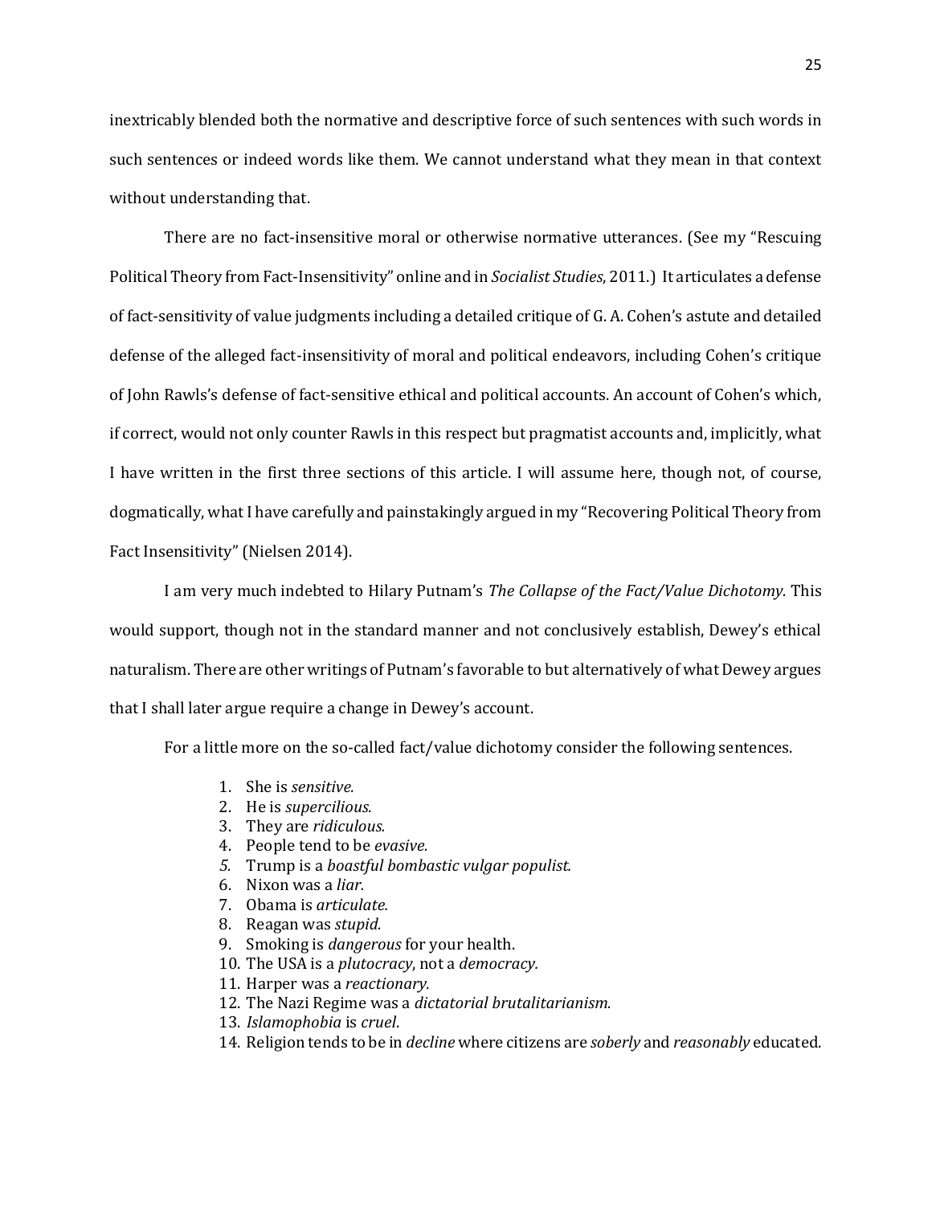inextricably blended both the normative and descriptive force of such sentences with such words in such sentences or indeed words like them. We cannot understand what they mean in that context without understanding that.

There are no fact-insensitive moral or otherwise normative utterances. (See my "Rescuing Political Theory from Fact-Insensitivity" online and in *Socialist Studies*, 2011.) It articulates a defense of fact-sensitivity of value judgments including a detailed critique of G. A. Cohen's astute and detailed defense of the alleged fact-insensitivity of moral and political endeavors, including Cohen's critique of John Rawls's defense of fact-sensitive ethical and political accounts. An account of Cohen's which, if correct, would not only counter Rawls in this respect but pragmatist accounts and, implicitly, what I have written in the first three sections of this article. I will assume here, though not, of course, dogmatically, what I have carefully and painstakingly argued in my "Recovering Political Theory from Fact Insensitivity" (Nielsen 2014).

I am very much indebted to Hilary Putnam's *The Collapse of the Fact/Value Dichotomy.* This would support, though not in the standard manner and not conclusively establish, Dewey's ethical naturalism. There are other writings of Putnam's favorable to but alternatively of what Dewey argues that I shall later argue require a change in Dewey's account.

For a little more on the so-called fact/value dichotomy consider the following sentences.

1. She is *sensitive.*
2. He is *supercilious.*
3. They are *ridiculous.*
4. People tend to be *evasive.*
5. Trump is a *boastful bombastic vulgar populist.*
6. Nixon was a *liar.*
7. Obama is *articulate.*
8. Reagan was *stupid.*
9. Smoking is *dangerous* for your health.
10. The USA is a *plutocracy*, not a *democracy.*
11. Harper was a *reactionary.*
12. The Nazi Regime was a *dictatorial brutalitarianism.*
13. *Islamophobia* is *cruel*.
14. Religion tends to be in *decline* where citizens are *soberly* and *reasonably* educated.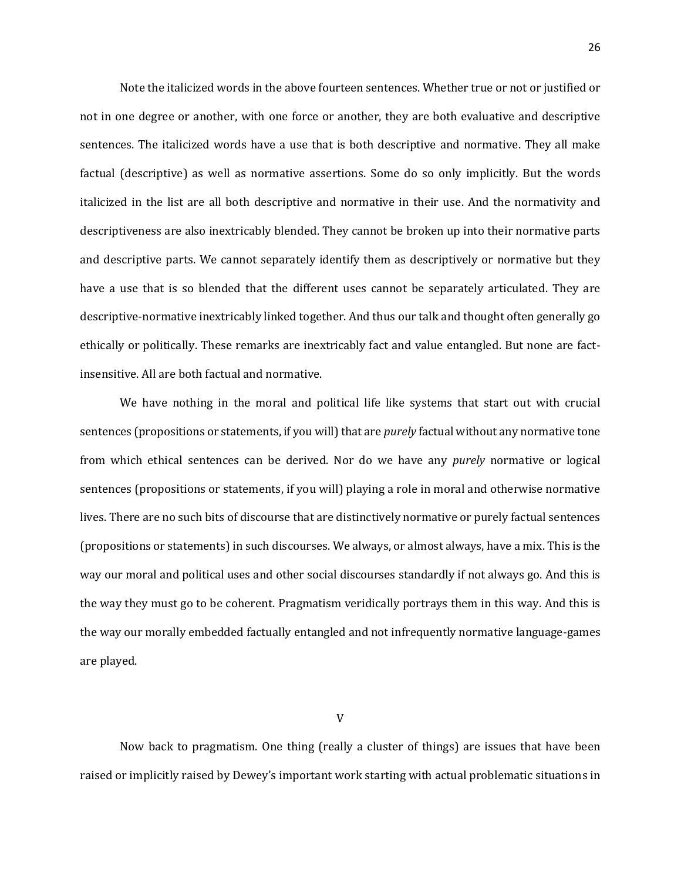Note the italicized words in the above fourteen sentences. Whether true or not or justified or not in one degree or another, with one force or another, they are both evaluative and descriptive sentences. The italicized words have a use that is both descriptive and normative. They all make factual (descriptive) as well as normative assertions. Some do so only implicitly. But the words italicized in the list are all both descriptive and normative in their use. And the normativity and descriptiveness are also inextricably blended. They cannot be broken up into their normative parts and descriptive parts. We cannot separately identify them as descriptively or normative but they have a use that is so blended that the different uses cannot be separately articulated. They are descriptive-normative inextricably linked together. And thus our talk and thought often generally go ethically or politically. These remarks are inextricably fact and value entangled. But none are fact-insensitive. All are both factual and normative.

We have nothing in the moral and political life like systems that start out with crucial sentences (propositions or statements, if you will) that are *purely* factual without any normative tone from which ethical sentences can be derived. Nor do we have any *purely* normative or logical sentences (propositions or statements, if you will) playing a role in moral and otherwise normative lives. There are no such bits of discourse that are distinctively normative or purely factual sentences (propositions or statements) in such discourses. We always, or almost always, have a mix. This is the way our moral and political uses and other social discourses standardly if not always go. And this is the way they must go to be coherent. Pragmatism veridically portrays them in this way. And this is the way our morally embedded factually entangled and not infrequently normative language-games are played.

## V

Now back to pragmatism. One thing (really a cluster of things) are issues that have been raised or implicitly raised by Dewey's important work starting with actual problematic situations in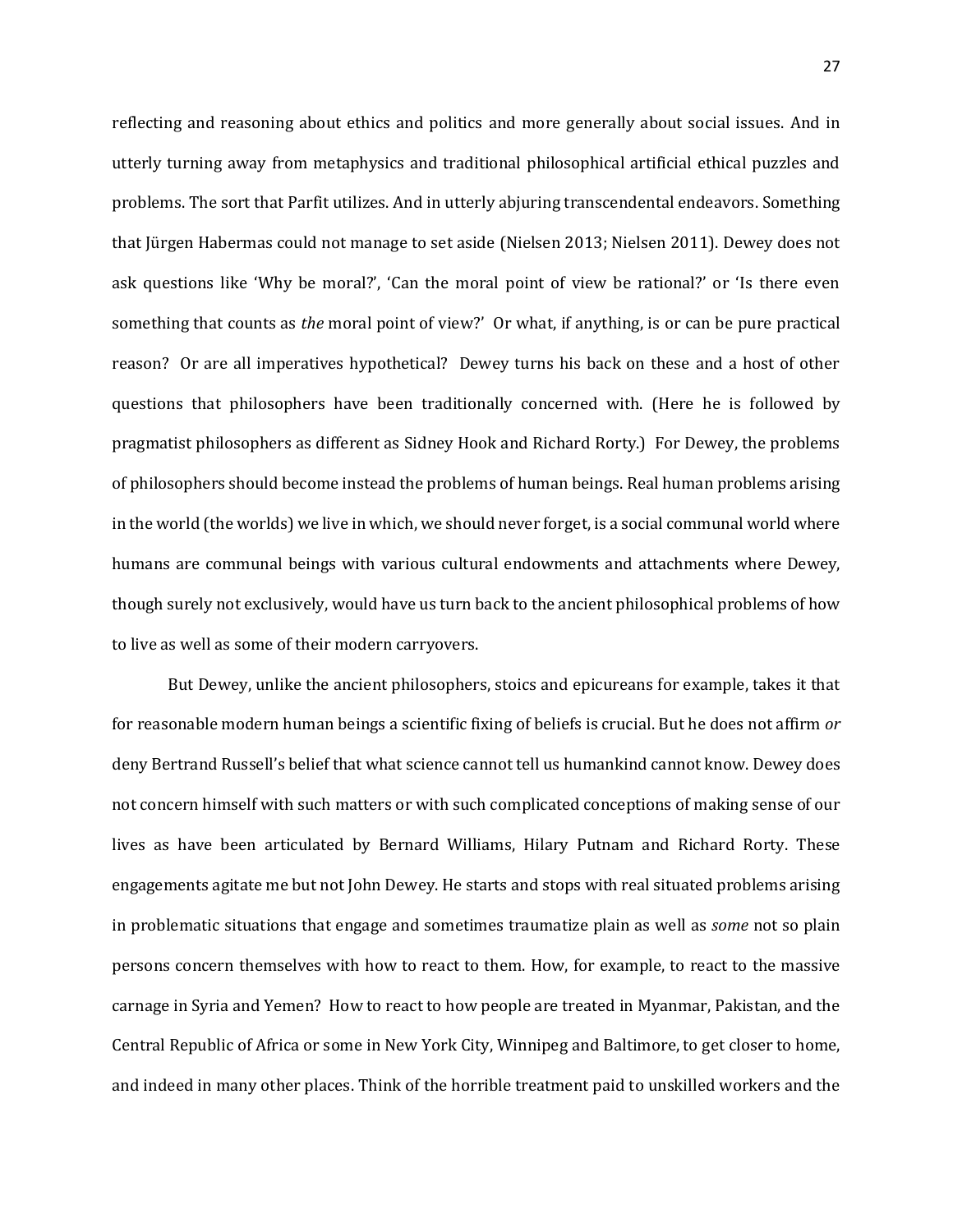reflecting and reasoning about ethics and politics and more generally about social issues. And in utterly turning away from metaphysics and traditional philosophical artificial ethical puzzles and problems. The sort that Parfit utilizes. And in utterly abjuring transcendental endeavors. Something that Jürgen Habermas could not manage to set aside (Nielsen 2013; Nielsen 2011). Dewey does not ask questions like 'Why be moral?', 'Can the moral point of view be rational?' or 'Is there even something that counts as *the* moral point of view?' Or what, if anything, is or can be pure practical reason? Or are all imperatives hypothetical? Dewey turns his back on these and a host of other questions that philosophers have been traditionally concerned with. (Here he is followed by pragmatist philosophers as different as Sidney Hook and Richard Rorty.) For Dewey, the problems of philosophers should become instead the problems of human beings. Real human problems arising in the world (the worlds) we live in which, we should never forget, is a social communal world where humans are communal beings with various cultural endowments and attachments where Dewey, though surely not exclusively, would have us turn back to the ancient philosophical problems of how to live as well as some of their modern carryovers.

But Dewey, unlike the ancient philosophers, stoics and epicureans for example, takes it that for reasonable modern human beings a scientific fixing of beliefs is crucial. But he does not affirm *or* deny Bertrand Russell's belief that what science cannot tell us humankind cannot know. Dewey does not concern himself with such matters or with such complicated conceptions of making sense of our lives as have been articulated by Bernard Williams, Hilary Putnam and Richard Rorty. These engagements agitate me but not John Dewey. He starts and stops with real situated problems arising in problematic situations that engage and sometimes traumatize plain as well as *some* not so plain persons concern themselves with how to react to them. How, for example, to react to the massive carnage in Syria and Yemen? How to react to how people are treated in Myanmar, Pakistan, and the Central Republic of Africa or some in New York City, Winnipeg and Baltimore, to get closer to home, and indeed in many other places. Think of the horrible treatment paid to unskilled workers and the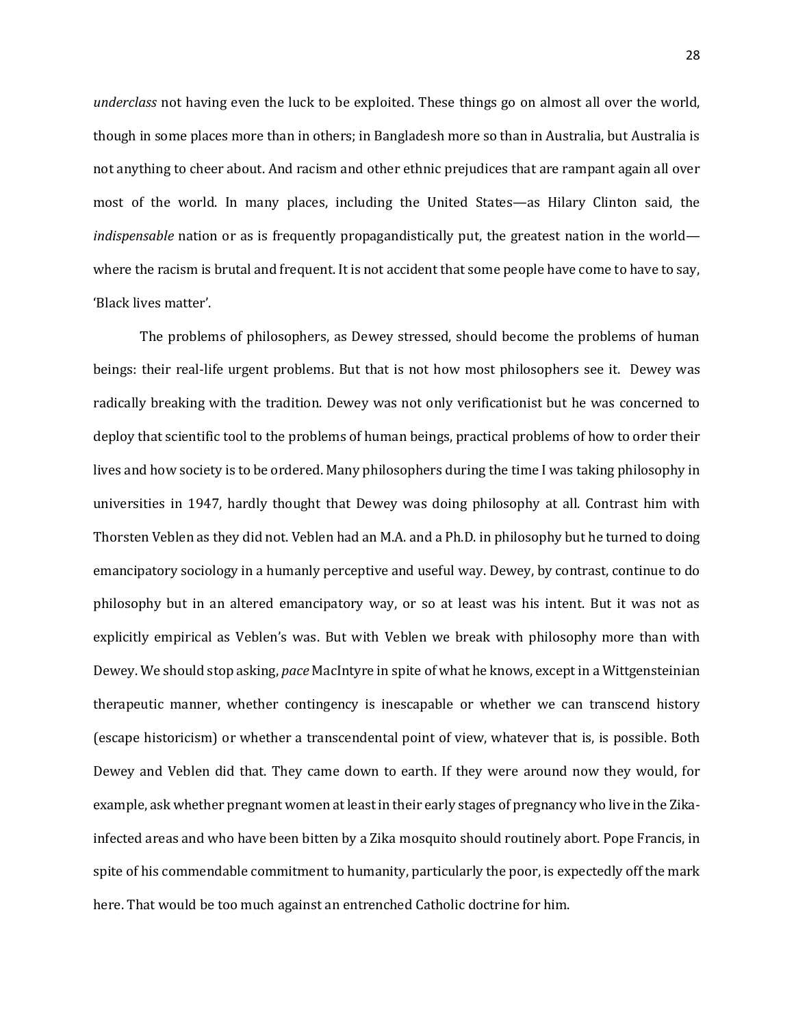*underclass* not having even the luck to be exploited. These things go on almost all over the world, though in some places more than in others; in Bangladesh more so than in Australia, but Australia is not anything to cheer about. And racism and other ethnic prejudices that are rampant again all over most of the world. In many places, including the United States—as Hilary Clinton said, the *indispensable* nation or as is frequently propagandistically put, the greatest nation in the world—where the racism is brutal and frequent. It is not accident that some people have come to have to say, 'Black lives matter'.

The problems of philosophers, as Dewey stressed, should become the problems of human beings: their real-life urgent problems. But that is not how most philosophers see it. Dewey was radically breaking with the tradition. Dewey was not only verificationist but he was concerned to deploy that scientific tool to the problems of human beings, practical problems of how to order their lives and how society is to be ordered. Many philosophers during the time I was taking philosophy in universities in 1947, hardly thought that Dewey was doing philosophy at all. Contrast him with Thorsten Veblen as they did not. Veblen had an M.A. and a Ph.D. in philosophy but he turned to doing emancipatory sociology in a humanly perceptive and useful way. Dewey, by contrast, continue to do philosophy but in an altered emancipatory way, or so at least was his intent. But it was not as explicitly empirical as Veblen's was. But with Veblen we break with philosophy more than with Dewey. We should stop asking, *pace* MacIntyre in spite of what he knows, except in a Wittgensteinian therapeutic manner, whether contingency is inescapable or whether we can transcend history (escape historicism) or whether a transcendental point of view, whatever that is, is possible. Both Dewey and Veblen did that. They came down to earth. If they were around now they would, for example, ask whether pregnant women at least in their early stages of pregnancy who live in the Zika-infected areas and who have been bitten by a Zika mosquito should routinely abort. Pope Francis, in spite of his commendable commitment to humanity, particularly the poor, is expectedly off the mark here. That would be too much against an entrenched Catholic doctrine for him.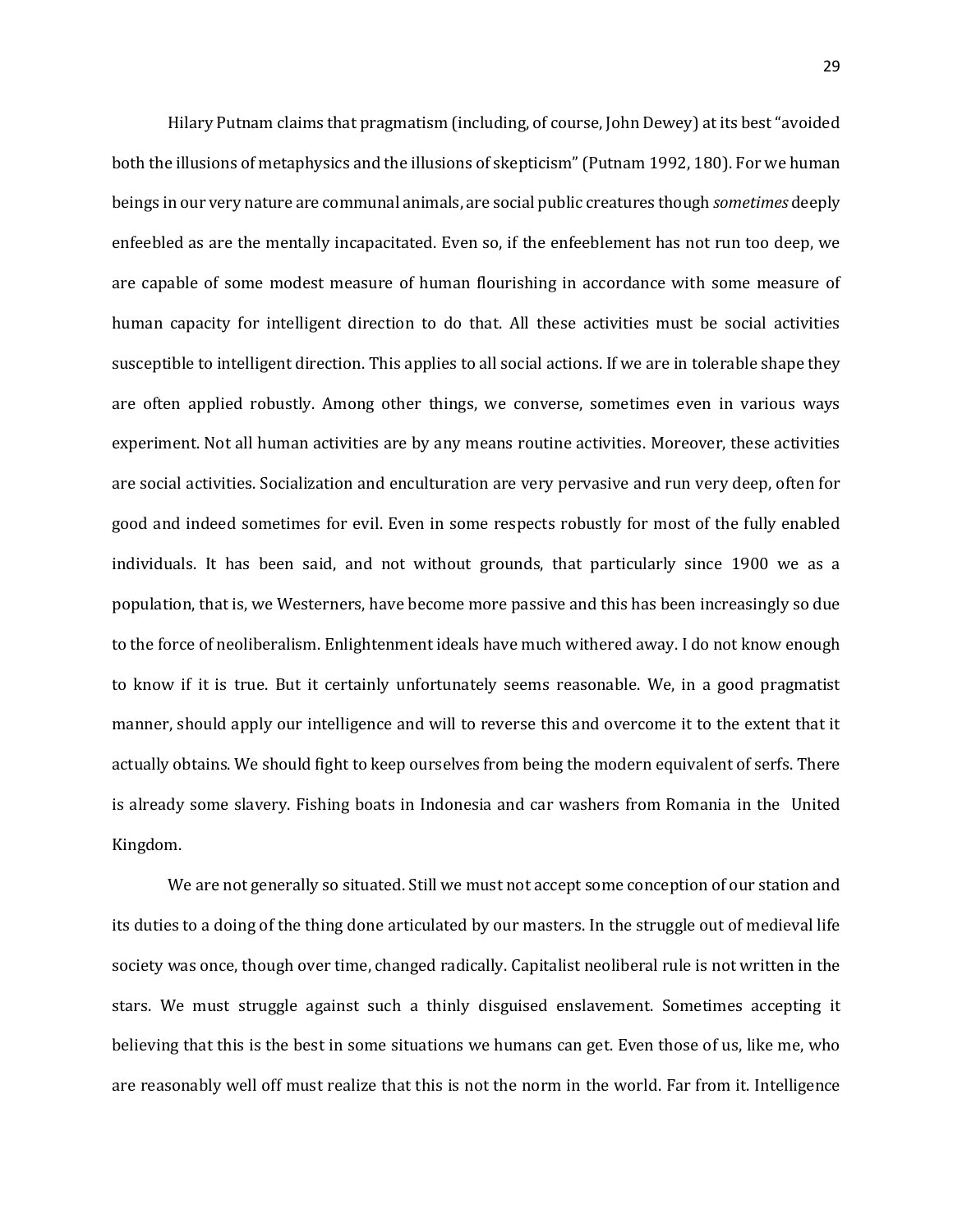Hilary Putnam claims that pragmatism (including, of course, John Dewey) at its best "avoided both the illusions of metaphysics and the illusions of skepticism" (Putnam 1992, 180). For we human beings in our very nature are communal animals, are social public creatures though *sometimes* deeply enfeebled as are the mentally incapacitated. Even so, if the enfeeblement has not run too deep, we are capable of some modest measure of human flourishing in accordance with some measure of human capacity for intelligent direction to do that. All these activities must be social activities susceptible to intelligent direction. This applies to all social actions. If we are in tolerable shape they are often applied robustly. Among other things, we converse, sometimes even in various ways experiment. Not all human activities are by any means routine activities. Moreover, these activities are social activities. Socialization and enculturation are very pervasive and run very deep, often for good and indeed sometimes for evil. Even in some respects robustly for most of the fully enabled individuals. It has been said, and not without grounds, that particularly since 1900 we as a population, that is, we Westerners, have become more passive and this has been increasingly so due to the force of neoliberalism. Enlightenment ideals have much withered away. I do not know enough to know if it is true. But it certainly unfortunately seems reasonable. We, in a good pragmatist manner, should apply our intelligence and will to reverse this and overcome it to the extent that it actually obtains. We should fight to keep ourselves from being the modern equivalent of serfs. There is already some slavery. Fishing boats in Indonesia and car washers from Romania in the United Kingdom.

We are not generally so situated. Still we must not accept some conception of our station and its duties to a doing of the thing done articulated by our masters. In the struggle out of medieval life society was once, though over time, changed radically. Capitalist neoliberal rule is not written in the stars. We must struggle against such a thinly disguised enslavement. Sometimes accepting it believing that this is the best in some situations we humans can get. Even those of us, like me, who are reasonably well off must realize that this is not the norm in the world. Far from it. Intelligence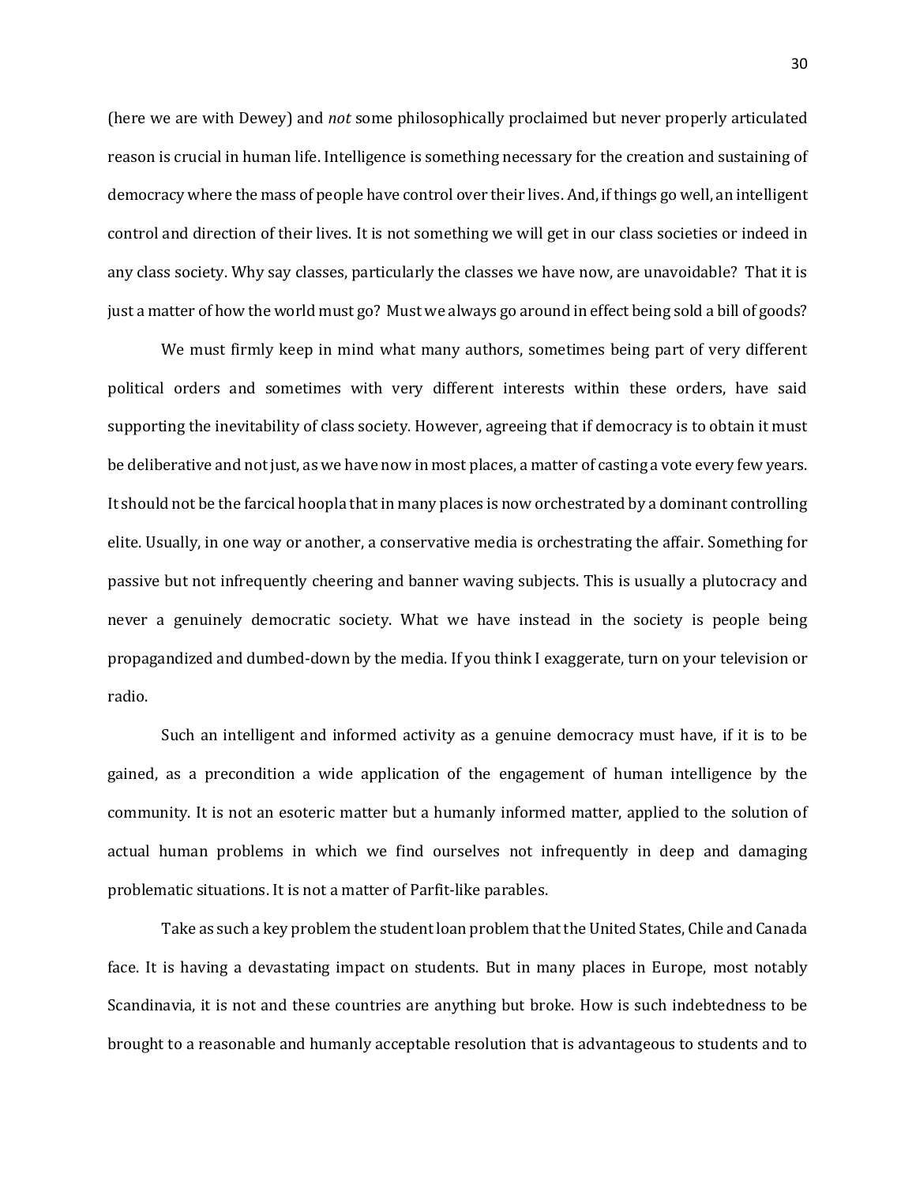(here we are with Dewey) and *not* some philosophically proclaimed but never properly articulated reason is crucial in human life. Intelligence is something necessary for the creation and sustaining of democracy where the mass of people have control over their lives. And, if things go well, an intelligent control and direction of their lives. It is not something we will get in our class societies or indeed in any class society. Why say classes, particularly the classes we have now, are unavoidable? That it is just a matter of how the world must go? Must we always go around in effect being sold a bill of goods?

We must firmly keep in mind what many authors, sometimes being part of very different political orders and sometimes with very different interests within these orders, have said supporting the inevitability of class society. However, agreeing that if democracy is to obtain it must be deliberative and not just, as we have now in most places, a matter of casting a vote every few years. It should not be the farcical hoopla that in many places is now orchestrated by a dominant controlling elite. Usually, in one way or another, a conservative media is orchestrating the affair. Something for passive but not infrequently cheering and banner waving subjects. This is usually a plutocracy and never a genuinely democratic society. What we have instead in the society is people being propagandized and dumbed-down by the media. If you think I exaggerate, turn on your television or radio.

Such an intelligent and informed activity as a genuine democracy must have, if it is to be gained, as a precondition a wide application of the engagement of human intelligence by the community. It is not an esoteric matter but a humanly informed matter, applied to the solution of actual human problems in which we find ourselves not infrequently in deep and damaging problematic situations. It is not a matter of Parfit-like parables.

Take as such a key problem the student loan problem that the United States, Chile and Canada face. It is having a devastating impact on students. But in many places in Europe, most notably Scandinavia, it is not and these countries are anything but broke. How is such indebtedness to be brought to a reasonable and humanly acceptable resolution that is advantageous to students and to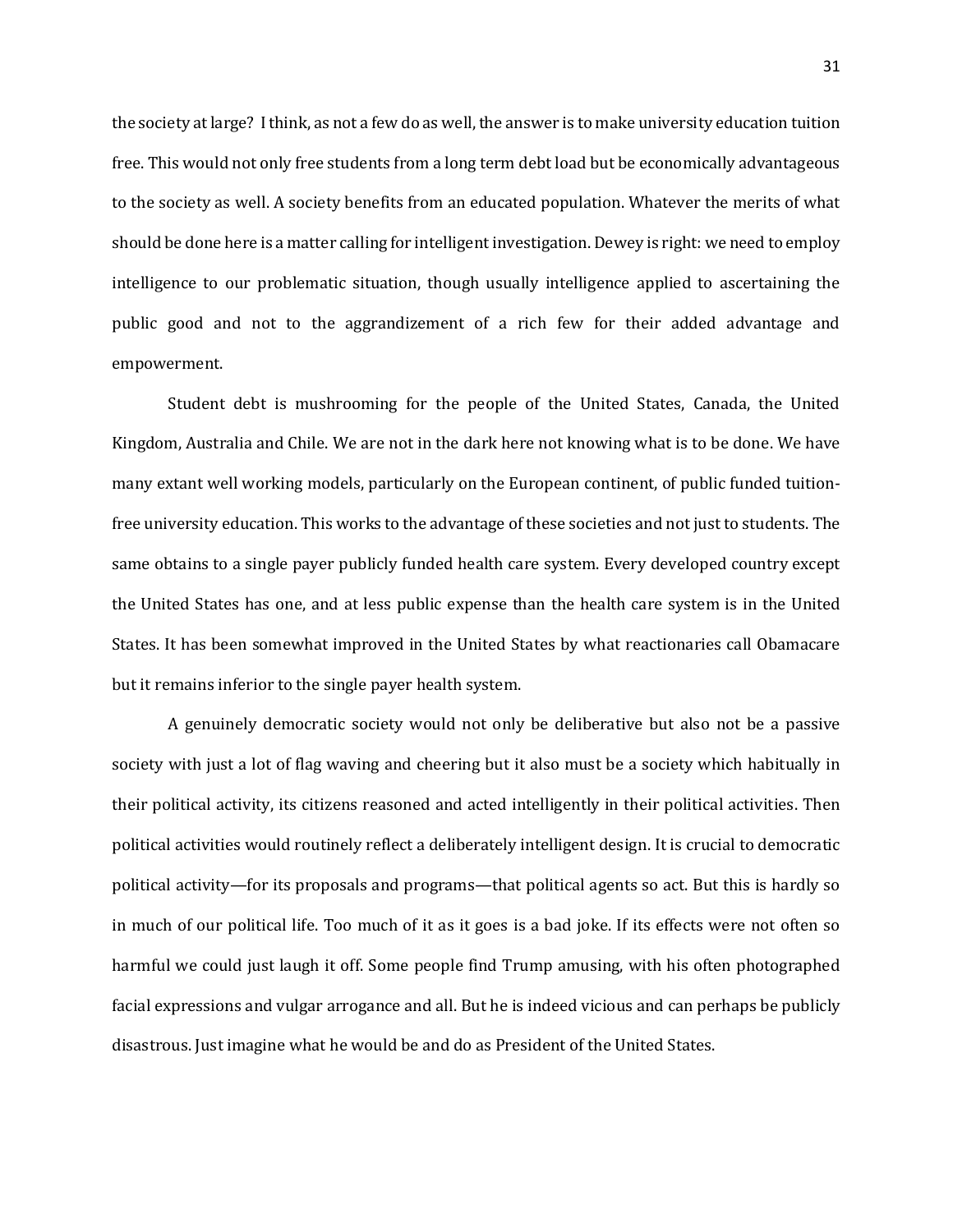the society at large? I think, as not a few do as well, the answer is to make university education tuition free. This would not only free students from a long term debt load but be economically advantageous to the society as well. A society benefits from an educated population. Whatever the merits of what should be done here is a matter calling for intelligent investigation. Dewey is right: we need to employ intelligence to our problematic situation, though usually intelligence applied to ascertaining the public good and not to the aggrandizement of a rich few for their added advantage and empowerment.

Student debt is mushrooming for the people of the United States, Canada, the United Kingdom, Australia and Chile. We are not in the dark here not knowing what is to be done. We have many extant well working models, particularly on the European continent, of public funded tuition-free university education. This works to the advantage of these societies and not just to students. The same obtains to a single payer publicly funded health care system. Every developed country except the United States has one, and at less public expense than the health care system is in the United States. It has been somewhat improved in the United States by what reactionaries call Obamacare but it remains inferior to the single payer health system.

A genuinely democratic society would not only be deliberative but also not be a passive society with just a lot of flag waving and cheering but it also must be a society which habitually in their political activity, its citizens reasoned and acted intelligently in their political activities. Then political activities would routinely reflect a deliberately intelligent design. It is crucial to democratic political activity—for its proposals and programs—that political agents so act. But this is hardly so in much of our political life. Too much of it as it goes is a bad joke. If its effects were not often so harmful we could just laugh it off. Some people find Trump amusing, with his often photographed facial expressions and vulgar arrogance and all. But he is indeed vicious and can perhaps be publicly disastrous. Just imagine what he would be and do as President of the United States.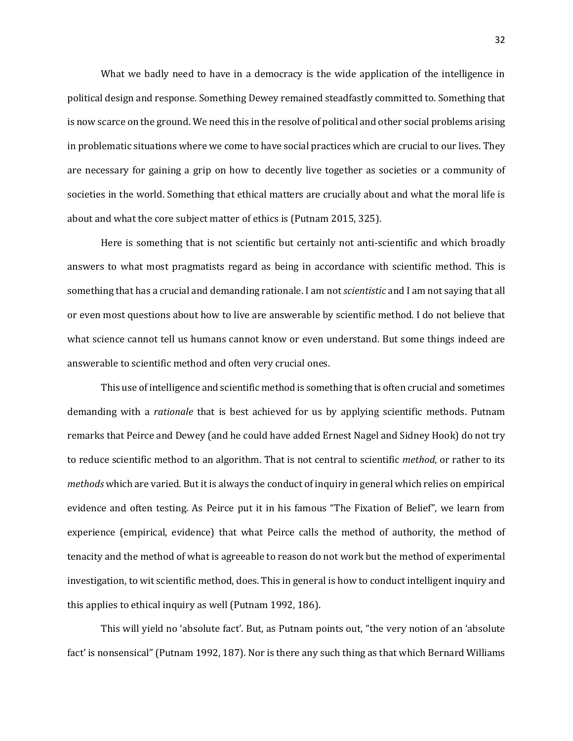What we badly need to have in a democracy is the wide application of the intelligence in political design and response. Something Dewey remained steadfastly committed to. Something that is now scarce on the ground. We need this in the resolve of political and other social problems arising in problematic situations where we come to have social practices which are crucial to our lives. They are necessary for gaining a grip on how to decently live together as societies or a community of societies in the world. Something that ethical matters are crucially about and what the moral life is about and what the core subject matter of ethics is (Putnam 2015, 325).

Here is something that is not scientific but certainly not anti-scientific and which broadly answers to what most pragmatists regard as being in accordance with scientific method. This is something that has a crucial and demanding rationale. I am not *scientistic* and I am not saying that all or even most questions about how to live are answerable by scientific method. I do not believe that what science cannot tell us humans cannot know or even understand. But some things indeed are answerable to scientific method and often very crucial ones.

This use of intelligence and scientific method is something that is often crucial and sometimes demanding with a *rationale* that is best achieved for us by applying scientific methods. Putnam remarks that Peirce and Dewey (and he could have added Ernest Nagel and Sidney Hook) do not try to reduce scientific method to an algorithm. That is not central to scientific *method*, or rather to its *methods* which are varied. But it is always the conduct of inquiry in general which relies on empirical evidence and often testing. As Peirce put it in his famous "The Fixation of Belief", we learn from experience (empirical, evidence) that what Peirce calls the method of authority, the method of tenacity and the method of what is agreeable to reason do not work but the method of experimental investigation, to wit scientific method, does. This in general is how to conduct intelligent inquiry and this applies to ethical inquiry as well (Putnam 1992, 186).

This will yield no 'absolute fact'. But, as Putnam points out, "the very notion of an 'absolute fact' is nonsensical" (Putnam 1992, 187). Nor is there any such thing as that which Bernard Williams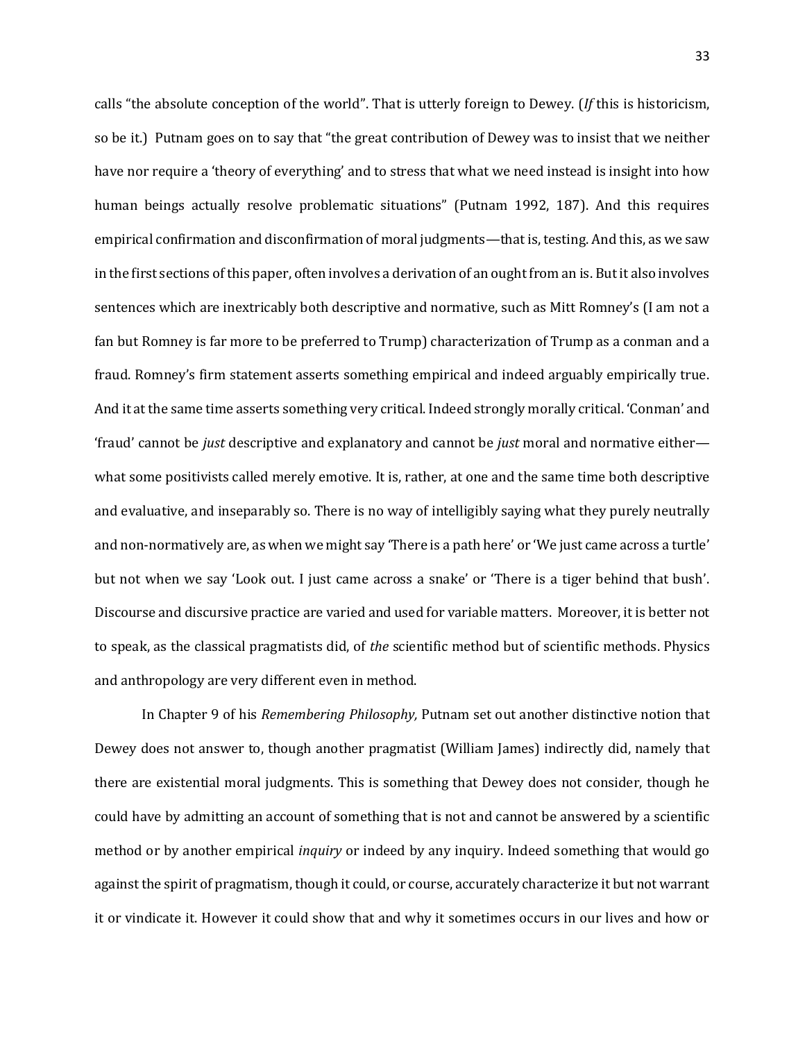calls "the absolute conception of the world". That is utterly foreign to Dewey. (*If* this is historicism, so be it.) Putnam goes on to say that "the great contribution of Dewey was to insist that we neither have nor require a 'theory of everything' and to stress that what we need instead is insight into how human beings actually resolve problematic situations" (Putnam 1992, 187). And this requires empirical confirmation and disconfirmation of moral judgments—that is, testing. And this, as we saw in the first sections of this paper, often involves a derivation of an ought from an is. But it also involves sentences which are inextricably both descriptive and normative, such as Mitt Romney's (I am not a fan but Romney is far more to be preferred to Trump) characterization of Trump as a conman and a fraud. Romney's firm statement asserts something empirical and indeed arguably empirically true. And it at the same time asserts something very critical. Indeed strongly morally critical. 'Conman' and 'fraud' cannot be *just* descriptive and explanatory and cannot be *just* moral and normative either—what some positivists called merely emotive. It is, rather, at one and the same time both descriptive and evaluative, and inseparably so. There is no way of intelligibly saying what they purely neutrally and non-normatively are, as when we might say 'There is a path here' or 'We just came across a turtle' but not when we say 'Look out. I just came across a snake' or 'There is a tiger behind that bush'. Discourse and discursive practice are varied and used for variable matters. Moreover, it is better not to speak, as the classical pragmatists did, of *the* scientific method but of scientific methods. Physics and anthropology are very different even in method.

In Chapter 9 of his *Remembering Philosophy,* Putnam set out another distinctive notion that Dewey does not answer to, though another pragmatist (William James) indirectly did, namely that there are existential moral judgments. This is something that Dewey does not consider, though he could have by admitting an account of something that is not and cannot be answered by a scientific method or by another empirical *inquiry* or indeed by any inquiry. Indeed something that would go against the spirit of pragmatism, though it could, or course, accurately characterize it but not warrant it or vindicate it. However it could show that and why it sometimes occurs in our lives and how or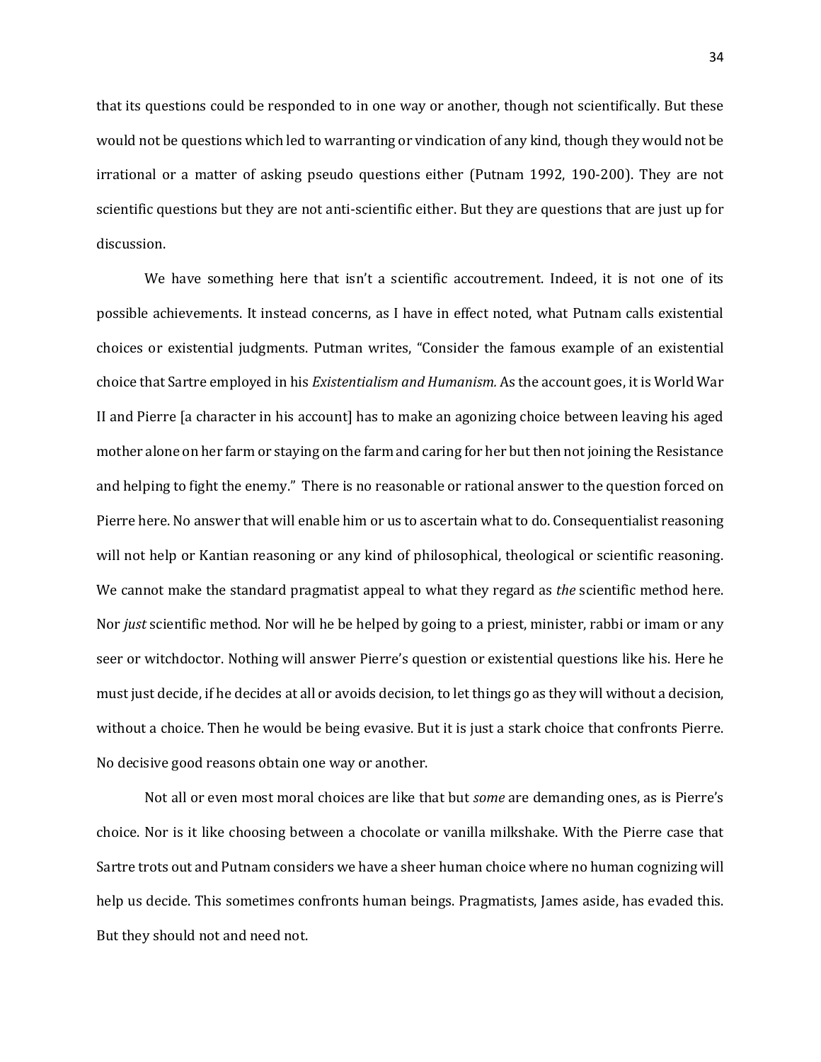that its questions could be responded to in one way or another, though not scientifically. But these would not be questions which led to warranting or vindication of any kind, though they would not be irrational or a matter of asking pseudo questions either (Putnam 1992, 190-200). They are not scientific questions but they are not anti-scientific either. But they are questions that are just up for discussion.

We have something here that isn't a scientific accoutrement. Indeed, it is not one of its possible achievements. It instead concerns, as I have in effect noted, what Putnam calls existential choices or existential judgments. Putman writes, "Consider the famous example of an existential choice that Sartre employed in his *Existentialism and Humanism.* As the account goes, it is World War II and Pierre [a character in his account] has to make an agonizing choice between leaving his aged mother alone on her farm or staying on the farm and caring for her but then not joining the Resistance and helping to fight the enemy." There is no reasonable or rational answer to the question forced on Pierre here. No answer that will enable him or us to ascertain what to do. Consequentialist reasoning will not help or Kantian reasoning or any kind of philosophical, theological or scientific reasoning. We cannot make the standard pragmatist appeal to what they regard as *the* scientific method here. Nor *just* scientific method. Nor will he be helped by going to a priest, minister, rabbi or imam or any seer or witchdoctor. Nothing will answer Pierre's question or existential questions like his. Here he must just decide, if he decides at all or avoids decision, to let things go as they will without a decision, without a choice. Then he would be being evasive. But it is just a stark choice that confronts Pierre. No decisive good reasons obtain one way or another.

Not all or even most moral choices are like that but *some* are demanding ones, as is Pierre's choice. Nor is it like choosing between a chocolate or vanilla milkshake. With the Pierre case that Sartre trots out and Putnam considers we have a sheer human choice where no human cognizing will help us decide. This sometimes confronts human beings. Pragmatists, James aside, has evaded this. But they should not and need not.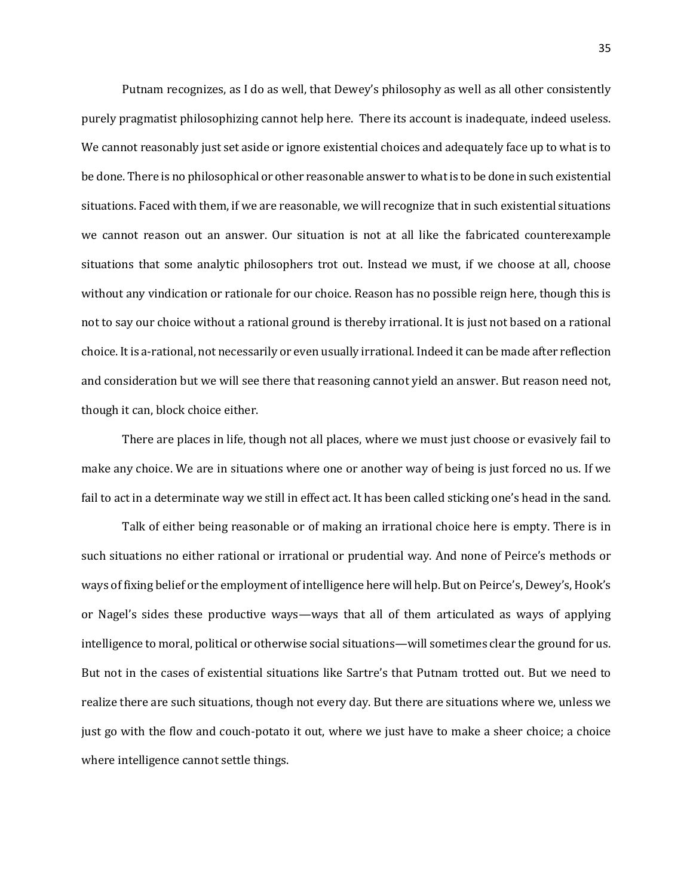Putnam recognizes, as I do as well, that Dewey's philosophy as well as all other consistently purely pragmatist philosophizing cannot help here. There its account is inadequate, indeed useless. We cannot reasonably just set aside or ignore existential choices and adequately face up to what is to be done. There is no philosophical or other reasonable answer to what is to be done in such existential situations. Faced with them, if we are reasonable, we will recognize that in such existential situations we cannot reason out an answer. Our situation is not at all like the fabricated counterexample situations that some analytic philosophers trot out. Instead we must, if we choose at all, choose without any vindication or rationale for our choice. Reason has no possible reign here, though this is not to say our choice without a rational ground is thereby irrational. It is just not based on a rational choice. It is a-rational, not necessarily or even usually irrational. Indeed it can be made after reflection and consideration but we will see there that reasoning cannot yield an answer. But reason need not, though it can, block choice either.

There are places in life, though not all places, where we must just choose or evasively fail to make any choice. We are in situations where one or another way of being is just forced no us. If we fail to act in a determinate way we still in effect act. It has been called sticking one's head in the sand.

Talk of either being reasonable or of making an irrational choice here is empty. There is in such situations no either rational or irrational or prudential way. And none of Peirce's methods or ways of fixing belief or the employment of intelligence here will help. But on Peirce's, Dewey's, Hook's or Nagel's sides these productive ways—ways that all of them articulated as ways of applying intelligence to moral, political or otherwise social situations—will sometimes clear the ground for us. But not in the cases of existential situations like Sartre's that Putnam trotted out. But we need to realize there are such situations, though not every day. But there are situations where we, unless we just go with the flow and couch-potato it out, where we just have to make a sheer choice; a choice where intelligence cannot settle things.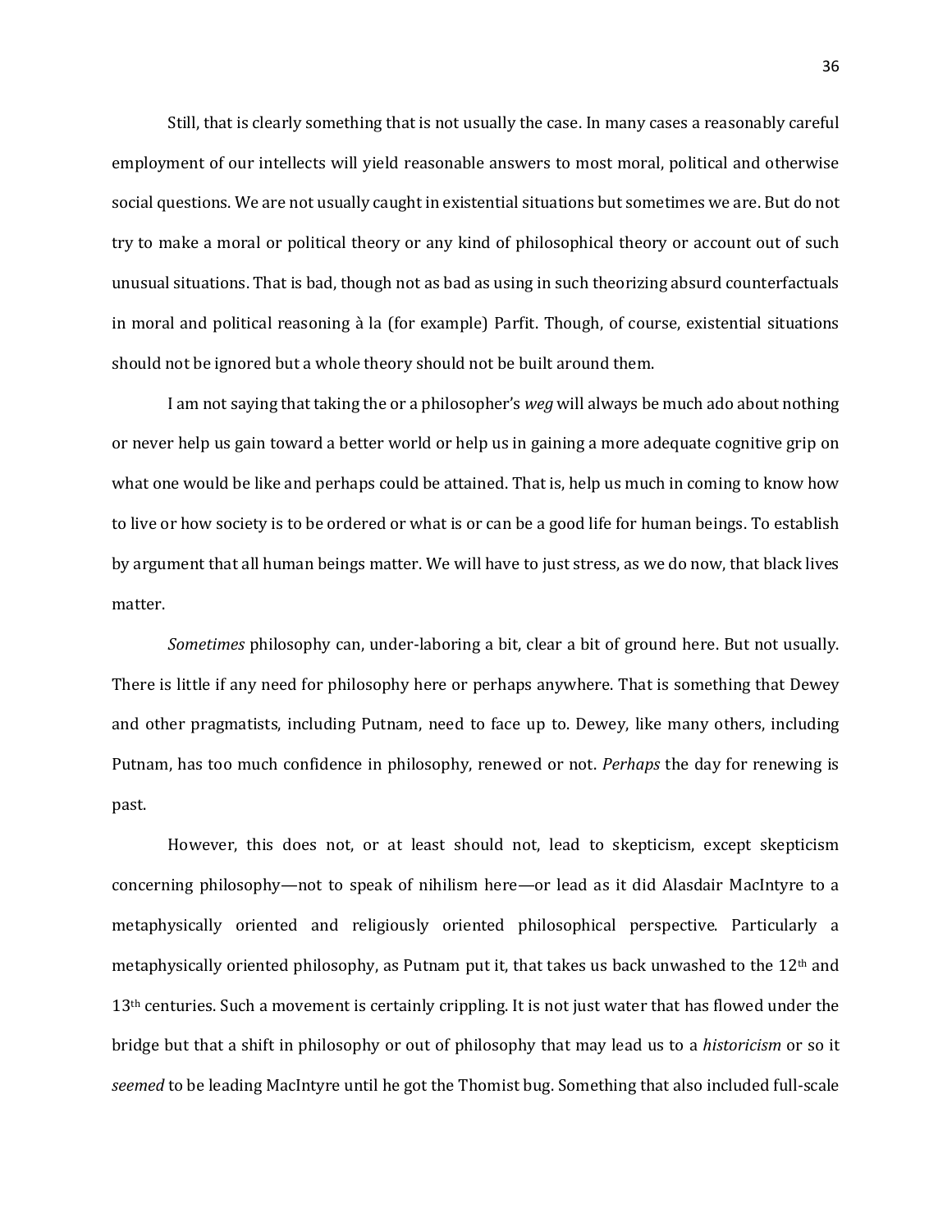Still, that is clearly something that is not usually the case. In many cases a reasonably careful employment of our intellects will yield reasonable answers to most moral, political and otherwise social questions. We are not usually caught in existential situations but sometimes we are. But do not try to make a moral or political theory or any kind of philosophical theory or account out of such unusual situations. That is bad, though not as bad as using in such theorizing absurd counterfactuals in moral and political reasoning à la (for example) Parfit. Though, of course, existential situations should not be ignored but a whole theory should not be built around them.

I am not saying that taking the or a philosopher's *weg* will always be much ado about nothing or never help us gain toward a better world or help us in gaining a more adequate cognitive grip on what one would be like and perhaps could be attained. That is, help us much in coming to know how to live or how society is to be ordered or what is or can be a good life for human beings. To establish by argument that all human beings matter. We will have to just stress, as we do now, that black lives matter.

*Sometimes* philosophy can, under-laboring a bit, clear a bit of ground here. But not usually. There is little if any need for philosophy here or perhaps anywhere. That is something that Dewey and other pragmatists, including Putnam, need to face up to. Dewey, like many others, including Putnam, has too much confidence in philosophy, renewed or not. *Perhaps* the day for renewing is past.

However, this does not, or at least should not, lead to skepticism, except skepticism concerning philosophy—not to speak of nihilism here—or lead as it did Alasdair MacIntyre to a metaphysically oriented and religiously oriented philosophical perspective. Particularly a metaphysically oriented philosophy, as Putnam put it, that takes us back unwashed to the 12th and 13th centuries. Such a movement is certainly crippling. It is not just water that has flowed under the bridge but that a shift in philosophy or out of philosophy that may lead us to a *historicism* or so it *seemed* to be leading MacIntyre until he got the Thomist bug. Something that also included full-scale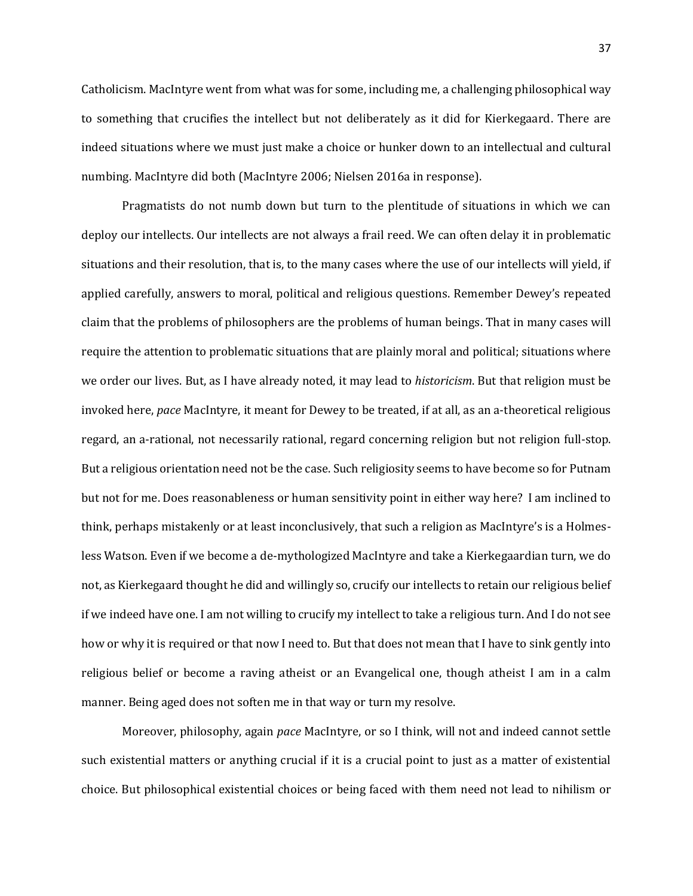Catholicism. MacIntyre went from what was for some, including me, a challenging philosophical way to something that crucifies the intellect but not deliberately as it did for Kierkegaard. There are indeed situations where we must just make a choice or hunker down to an intellectual and cultural numbing. MacIntyre did both (MacIntyre 2006; Nielsen 2016a in response).

Pragmatists do not numb down but turn to the plentitude of situations in which we can deploy our intellects. Our intellects are not always a frail reed. We can often delay it in problematic situations and their resolution, that is, to the many cases where the use of our intellects will yield, if applied carefully, answers to moral, political and religious questions. Remember Dewey's repeated claim that the problems of philosophers are the problems of human beings. That in many cases will require the attention to problematic situations that are plainly moral and political; situations where we order our lives. But, as I have already noted, it may lead to *historicism*. But that religion must be invoked here, *pace* MacIntyre, it meant for Dewey to be treated, if at all, as an a-theoretical religious regard, an a-rational, not necessarily rational, regard concerning religion but not religion full-stop. But a religious orientation need not be the case. Such religiosity seems to have become so for Putnam but not for me. Does reasonableness or human sensitivity point in either way here? I am inclined to think, perhaps mistakenly or at least inconclusively, that such a religion as MacIntyre's is a Holmes-less Watson. Even if we become a de-mythologized MacIntyre and take a Kierkegaardian turn, we do not, as Kierkegaard thought he did and willingly so, crucify our intellects to retain our religious belief if we indeed have one. I am not willing to crucify my intellect to take a religious turn. And I do not see how or why it is required or that now I need to. But that does not mean that I have to sink gently into religious belief or become a raving atheist or an Evangelical one, though atheist I am in a calm manner. Being aged does not soften me in that way or turn my resolve.

Moreover, philosophy, again *pace* MacIntyre, or so I think, will not and indeed cannot settle such existential matters or anything crucial if it is a crucial point to just as a matter of existential choice. But philosophical existential choices or being faced with them need not lead to nihilism or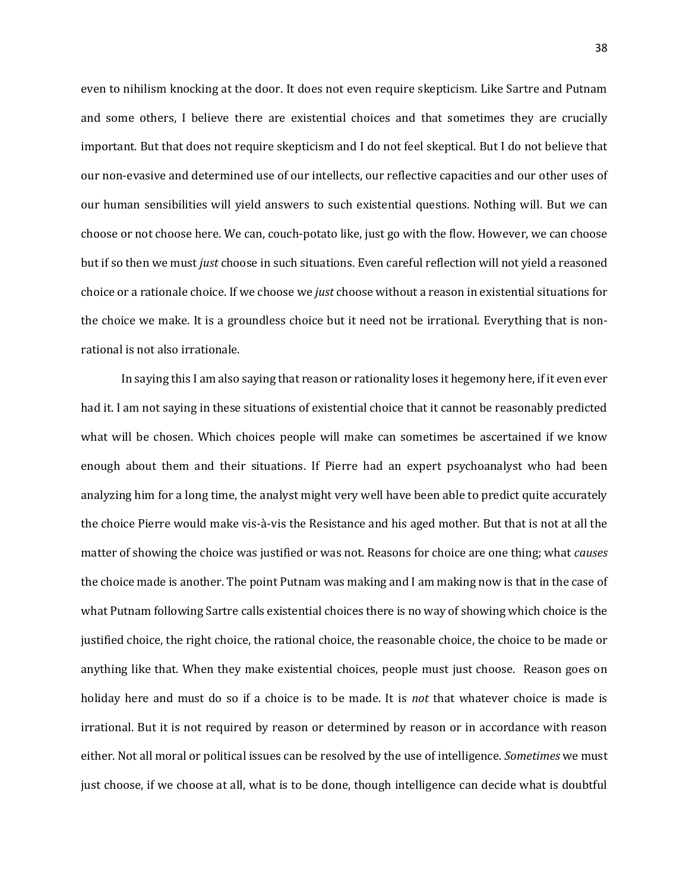even to nihilism knocking at the door. It does not even require skepticism. Like Sartre and Putnam and some others, I believe there are existential choices and that sometimes they are crucially important. But that does not require skepticism and I do not feel skeptical. But I do not believe that our non-evasive and determined use of our intellects, our reflective capacities and our other uses of our human sensibilities will yield answers to such existential questions. Nothing will. But we can choose or not choose here. We can, couch-potato like, just go with the flow. However, we can choose but if so then we must *just* choose in such situations. Even careful reflection will not yield a reasoned choice or a rationale choice. If we choose we *just* choose without a reason in existential situations for the choice we make. It is a groundless choice but it need not be irrational. Everything that is non-rational is not also irrationale.

In saying this I am also saying that reason or rationality loses it hegemony here, if it even ever had it. I am not saying in these situations of existential choice that it cannot be reasonably predicted what will be chosen. Which choices people will make can sometimes be ascertained if we know enough about them and their situations. If Pierre had an expert psychoanalyst who had been analyzing him for a long time, the analyst might very well have been able to predict quite accurately the choice Pierre would make vis-à-vis the Resistance and his aged mother. But that is not at all the matter of showing the choice was justified or was not. Reasons for choice are one thing; what *causes* the choice made is another. The point Putnam was making and I am making now is that in the case of what Putnam following Sartre calls existential choices there is no way of showing which choice is the justified choice, the right choice, the rational choice, the reasonable choice, the choice to be made or anything like that. When they make existential choices, people must just choose. Reason goes on holiday here and must do so if a choice is to be made. It is *not* that whatever choice is made is irrational. But it is not required by reason or determined by reason or in accordance with reason either. Not all moral or political issues can be resolved by the use of intelligence. *Sometimes* we must just choose, if we choose at all, what is to be done, though intelligence can decide what is doubtful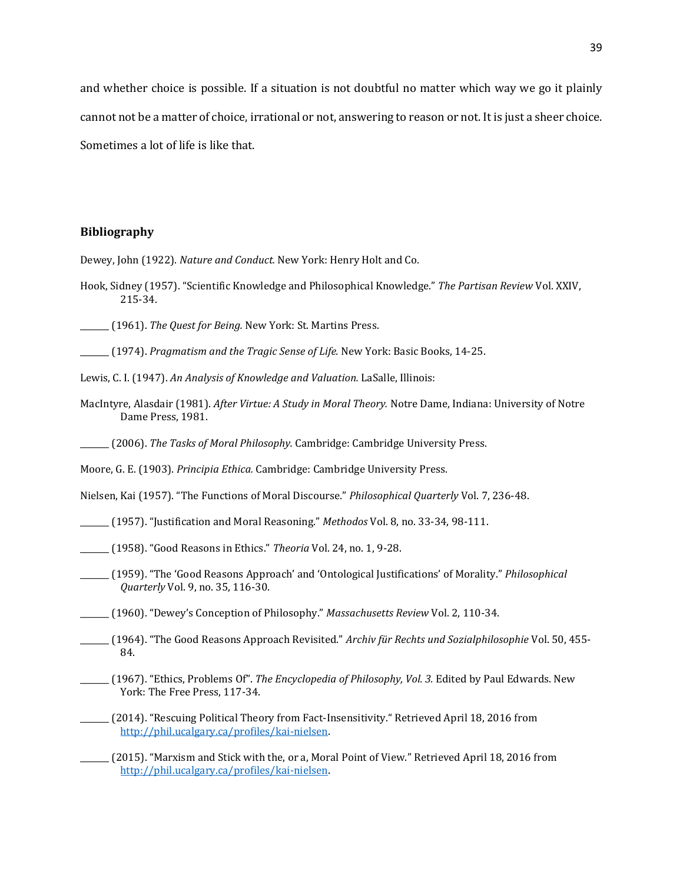and whether choice is possible. If a situation is not doubtful no matter which way we go it plainly cannot not be a matter of choice, irrational or not, answering to reason or not. It is just a sheer choice. Sometimes a lot of life is like that.

### Bibliography

Dewey, John (1922). *Nature and Conduct.* New York: Henry Holt and Co.

Hook, Sidney (1957). "Scientific Knowledge and Philosophical Knowledge." *The Partisan Review* Vol. XXIV, 215-34.

_______ (1961). *The Quest for Being.* New York: St. Martins Press.

_______ (1974). *Pragmatism and the Tragic Sense of Life.* New York: Basic Books, 14-25.

Lewis, C. I. (1947). *An Analysis of Knowledge and Valuation.* LaSalle, Illinois:

MacIntyre, Alasdair (1981). *After Virtue: A Study in Moral Theory.* Notre Dame, Indiana: University of Notre Dame Press, 1981.

_______ (2006). *The Tasks of Moral Philosophy.* Cambridge: Cambridge University Press.

Moore, G. E. (1903). *Principia Ethica.* Cambridge: Cambridge University Press.

Nielsen, Kai (1957). "The Functions of Moral Discourse." *Philosophical Quarterly* Vol. 7, 236-48.

_______ (1957). "Justification and Moral Reasoning." *Methodos* Vol. 8, no. 33-34, 98-111.

_______ (1958). "Good Reasons in Ethics." *Theoria* Vol. 24, no. 1, 9-28.

_______ (1959). "The 'Good Reasons Approach' and 'Ontological Justifications' of Morality." *Philosophical Quarterly* Vol. 9, no. 35, 116-30.

_______ (1960). "Dewey's Conception of Philosophy." *Massachusetts Review* Vol. 2, 110-34.

_______ (1964). "The Good Reasons Approach Revisited." *Archiv für Rechts und Sozialphilosophie* Vol. 50, 455-84.

_______ (1967). "Ethics, Problems Of". *The Encyclopedia of Philosophy, Vol. 3.* Edited by Paul Edwards. New York: The Free Press, 117-34.

_______ (2014). "Rescuing Political Theory from Fact-Insensitivity." Retrieved April 18, 2016 from http://phil.ucalgary.ca/profiles/kai-nielsen.

_______ (2015). "Marxism and Stick with the, or a, Moral Point of View." Retrieved April 18, 2016 from http://phil.ucalgary.ca/profiles/kai-nielsen.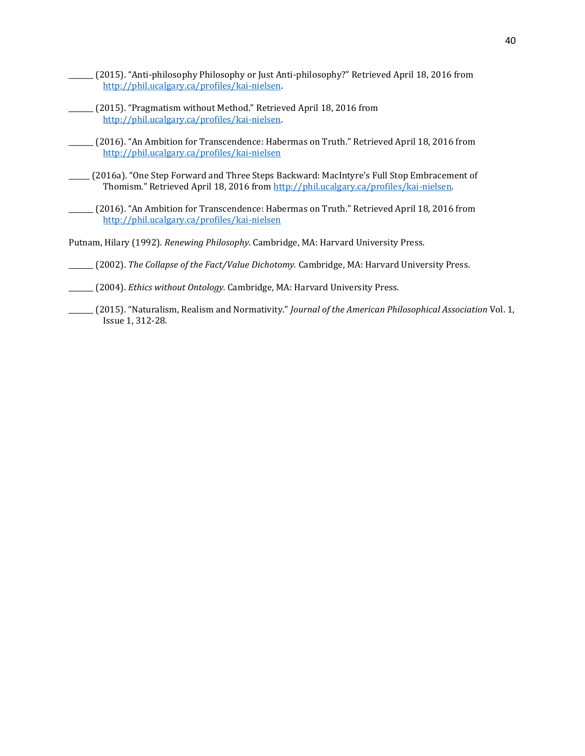______ (2015). "Anti-philosophy Philosophy or Just Anti-philosophy?" Retrieved April 18, 2016 from http://phil.ucalgary.ca/profiles/kai-nielsen.

______ (2015). "Pragmatism without Method." Retrieved April 18, 2016 from http://phil.ucalgary.ca/profiles/kai-nielsen.

______ (2016). "An Ambition for Transcendence: Habermas on Truth." Retrieved April 18, 2016 from http://phil.ucalgary.ca/profiles/kai-nielsen

_____ (2016a). "One Step Forward and Three Steps Backward: MacIntyre's Full Stop Embracement of Thomism." Retrieved April 18, 2016 from http://phil.ucalgary.ca/profiles/kai-nielsen.

______ (2016). "An Ambition for Transcendence: Habermas on Truth." Retrieved April 18, 2016 from http://phil.ucalgary.ca/profiles/kai-nielsen

Putnam, Hilary (1992). *Renewing Philosophy*. Cambridge, MA: Harvard University Press.

______ (2002). *The Collapse of the Fact/Value Dichotomy.* Cambridge, MA: Harvard University Press.

______ (2004). *Ethics without Ontology.* Cambridge, MA: Harvard University Press.

______ (2015). "Naturalism, Realism and Normativity." *Journal of the American Philosophical Association* Vol. 1, Issue 1, 312-28.